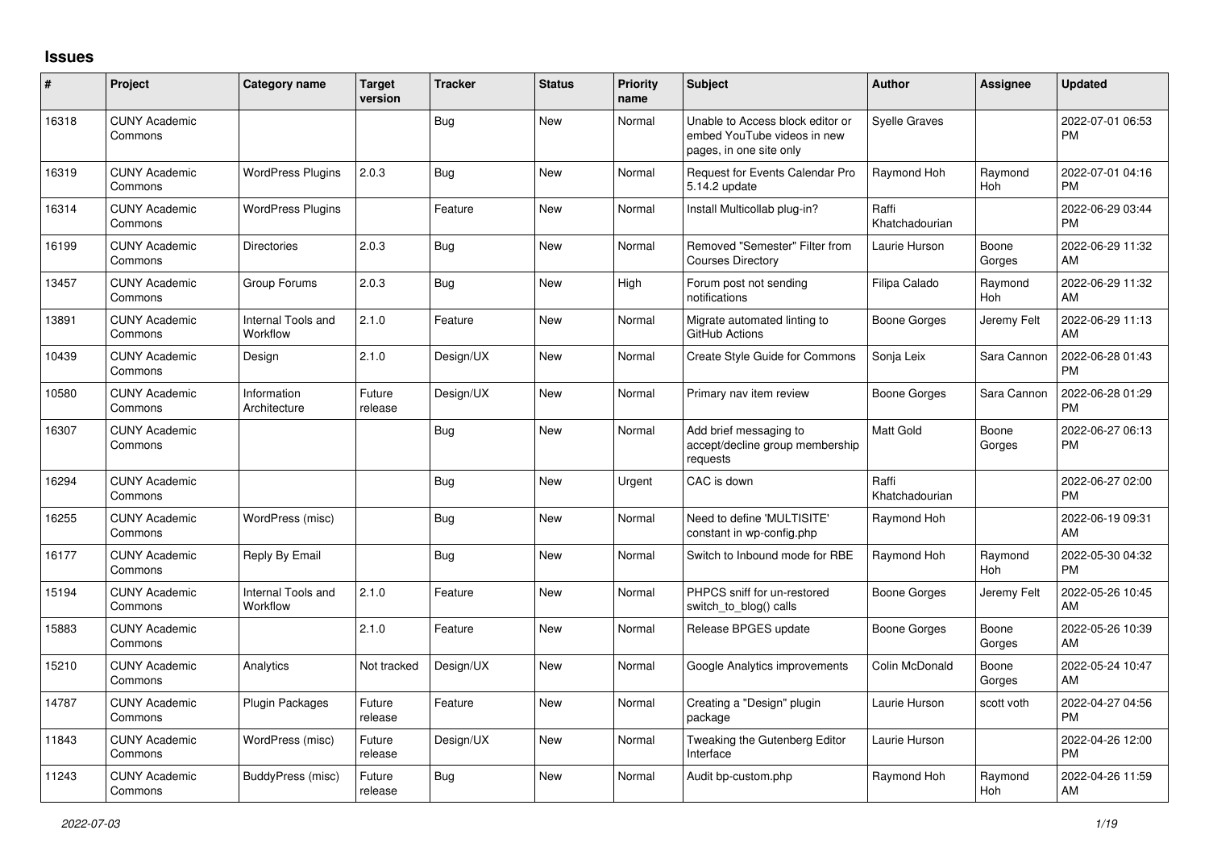## Issues

| # | Project | Category name | Target version | Tracker | Status | Priority name | Subject | Author | Assignee | Updated |
|---|---|---|---|---|---|---|---|---|---|---|
| 16318 | CUNY Academic Commons | | | Bug | New | Normal | Unable to Access block editor or embed YouTube videos in new pages, in one site only | Syelle Graves | | 2022-07-01 06:53 PM |
| 16319 | CUNY Academic Commons | WordPress Plugins | 2.0.3 | Bug | New | Normal | Request for Events Calendar Pro 5.14.2 update | Raymond Hoh | Raymond Hoh | 2022-07-01 04:16 PM |
| 16314 | CUNY Academic Commons | WordPress Plugins | | Feature | New | Normal | Install Multicollab plug-in? | Raffi Khatchadourian | | 2022-06-29 03:44 PM |
| 16199 | CUNY Academic Commons | Directories | 2.0.3 | Bug | New | Normal | Removed "Semester" Filter from Courses Directory | Laurie Hurson | Boone Gorges | 2022-06-29 11:32 AM |
| 13457 | CUNY Academic Commons | Group Forums | 2.0.3 | Bug | New | High | Forum post not sending notifications | Filipa Calado | Raymond Hoh | 2022-06-29 11:32 AM |
| 13891 | CUNY Academic Commons | Internal Tools and Workflow | 2.1.0 | Feature | New | Normal | Migrate automated linting to GitHub Actions | Boone Gorges | Jeremy Felt | 2022-06-29 11:13 AM |
| 10439 | CUNY Academic Commons | Design | 2.1.0 | Design/UX | New | Normal | Create Style Guide for Commons | Sonja Leix | Sara Cannon | 2022-06-28 01:43 PM |
| 10580 | CUNY Academic Commons | Information Architecture | Future release | Design/UX | New | Normal | Primary nav item review | Boone Gorges | Sara Cannon | 2022-06-28 01:29 PM |
| 16307 | CUNY Academic Commons | | | Bug | New | Normal | Add brief messaging to accept/decline group membership requests | Matt Gold | Boone Gorges | 2022-06-27 06:13 PM |
| 16294 | CUNY Academic Commons | | | Bug | New | Urgent | CAC is down | Raffi Khatchadourian | | 2022-06-27 02:00 PM |
| 16255 | CUNY Academic Commons | WordPress (misc) | | Bug | New | Normal | Need to define 'MULTISITE' constant in wp-config.php | Raymond Hoh | | 2022-06-19 09:31 AM |
| 16177 | CUNY Academic Commons | Reply By Email | | Bug | New | Normal | Switch to Inbound mode for RBE | Raymond Hoh | Raymond Hoh | 2022-05-30 04:32 PM |
| 15194 | CUNY Academic Commons | Internal Tools and Workflow | 2.1.0 | Feature | New | Normal | PHPCS sniff for un-restored switch_to_blog() calls | Boone Gorges | Jeremy Felt | 2022-05-26 10:45 AM |
| 15883 | CUNY Academic Commons | | 2.1.0 | Feature | New | Normal | Release BPGES update | Boone Gorges | Boone Gorges | 2022-05-26 10:39 AM |
| 15210 | CUNY Academic Commons | Analytics | Not tracked | Design/UX | New | Normal | Google Analytics improvements | Colin McDonald | Boone Gorges | 2022-05-24 10:47 AM |
| 14787 | CUNY Academic Commons | Plugin Packages | Future release | Feature | New | Normal | Creating a "Design" plugin package | Laurie Hurson | scott voth | 2022-04-27 04:56 PM |
| 11843 | CUNY Academic Commons | WordPress (misc) | Future release | Design/UX | New | Normal | Tweaking the Gutenberg Editor Interface | Laurie Hurson | | 2022-04-26 12:00 PM |
| 11243 | CUNY Academic Commons | BuddyPress (misc) | Future release | Bug | New | Normal | Audit bp-custom.php | Raymond Hoh | Raymond Hoh | 2022-04-26 11:59 AM |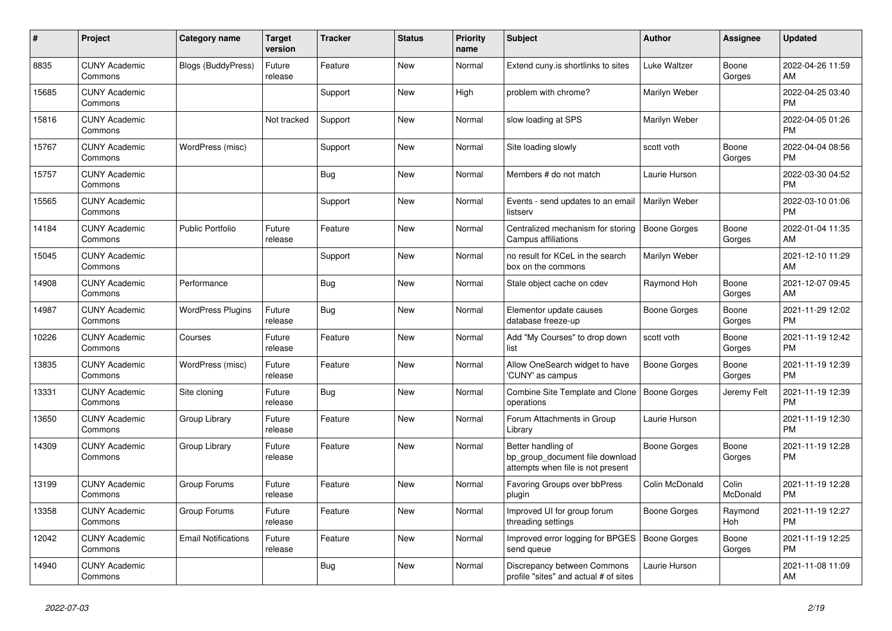| # | Project | Category name | Target version | Tracker | Status | Priority name | Subject | Author | Assignee | Updated |
|---|---|---|---|---|---|---|---|---|---|---|
| 8835 | CUNY Academic Commons | Blogs (BuddyPress) | Future release | Feature | New | Normal | Extend cuny.is shortlinks to sites | Luke Waltzer | Boone Gorges | 2022-04-26 11:59 AM |
| 15685 | CUNY Academic Commons | | | Support | New | High | problem with chrome? | Marilyn Weber | | 2022-04-25 03:40 PM |
| 15816 | CUNY Academic Commons | | Not tracked | Support | New | Normal | slow loading at SPS | Marilyn Weber | | 2022-04-05 01:26 PM |
| 15767 | CUNY Academic Commons | WordPress (misc) | | Support | New | Normal | Site loading slowly | scott voth | Boone Gorges | 2022-04-04 08:56 PM |
| 15757 | CUNY Academic Commons | | | Bug | New | Normal | Members # do not match | Laurie Hurson | | 2022-03-30 04:52 PM |
| 15565 | CUNY Academic Commons | | | Support | New | Normal | Events - send updates to an email listserv | Marilyn Weber | | 2022-03-10 01:06 PM |
| 14184 | CUNY Academic Commons | Public Portfolio | Future release | Feature | New | Normal | Centralized mechanism for storing Campus affiliations | Boone Gorges | Boone Gorges | 2022-01-04 11:35 AM |
| 15045 | CUNY Academic Commons | | | Support | New | Normal | no result for KCeL in the search box on the commons | Marilyn Weber | | 2021-12-10 11:29 AM |
| 14908 | CUNY Academic Commons | Performance | | Bug | New | Normal | Stale object cache on cdev | Raymond Hoh | Boone Gorges | 2021-12-07 09:45 AM |
| 14987 | CUNY Academic Commons | WordPress Plugins | Future release | Bug | New | Normal | Elementor update causes database freeze-up | Boone Gorges | Boone Gorges | 2021-11-29 12:02 PM |
| 10226 | CUNY Academic Commons | Courses | Future release | Feature | New | Normal | Add "My Courses" to drop down list | scott voth | Boone Gorges | 2021-11-19 12:42 PM |
| 13835 | CUNY Academic Commons | WordPress (misc) | Future release | Feature | New | Normal | Allow OneSearch widget to have 'CUNY' as campus | Boone Gorges | Boone Gorges | 2021-11-19 12:39 PM |
| 13331 | CUNY Academic Commons | Site cloning | Future release | Bug | New | Normal | Combine Site Template and Clone operations | Boone Gorges | Jeremy Felt | 2021-11-19 12:39 PM |
| 13650 | CUNY Academic Commons | Group Library | Future release | Feature | New | Normal | Forum Attachments in Group Library | Laurie Hurson | | 2021-11-19 12:30 PM |
| 14309 | CUNY Academic Commons | Group Library | Future release | Feature | New | Normal | Better handling of bp_group_document file download attempts when file is not present | Boone Gorges | Boone Gorges | 2021-11-19 12:28 PM |
| 13199 | CUNY Academic Commons | Group Forums | Future release | Feature | New | Normal | Favoring Groups over bbPress plugin | Colin McDonald | Colin McDonald | 2021-11-19 12:28 PM |
| 13358 | CUNY Academic Commons | Group Forums | Future release | Feature | New | Normal | Improved UI for group forum threading settings | Boone Gorges | Raymond Hoh | 2021-11-19 12:27 PM |
| 12042 | CUNY Academic Commons | Email Notifications | Future release | Feature | New | Normal | Improved error logging for BPGES send queue | Boone Gorges | Boone Gorges | 2021-11-19 12:25 PM |
| 14940 | CUNY Academic Commons | | | Bug | New | Normal | Discrepancy between Commons profile "sites" and actual # of sites | Laurie Hurson | | 2021-11-08 11:09 AM |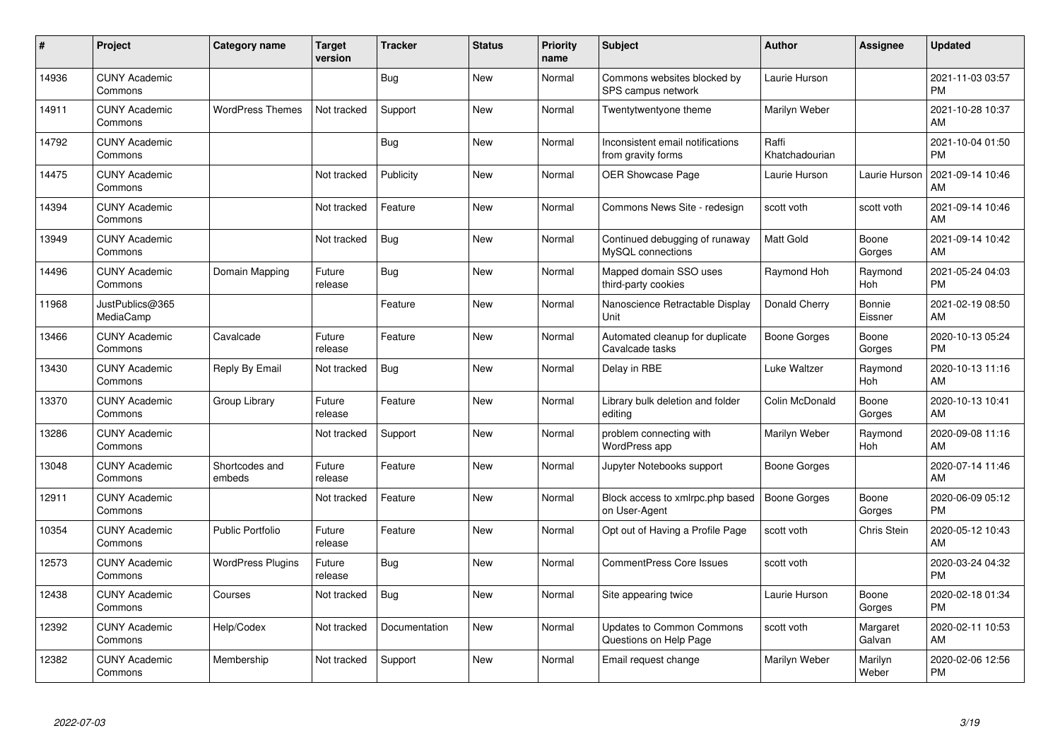| # | Project | Category name | Target version | Tracker | Status | Priority name | Subject | Author | Assignee | Updated |
|---|---|---|---|---|---|---|---|---|---|---|
| 14936 | CUNY Academic Commons | | | Bug | New | Normal | Commons websites blocked by SPS campus network | Laurie Hurson | | 2021-11-03 03:57 PM |
| 14911 | CUNY Academic Commons | WordPress Themes | Not tracked | Support | New | Normal | Twentytwentyone theme | Marilyn Weber | | 2021-10-28 10:37 AM |
| 14792 | CUNY Academic Commons | | | Bug | New | Normal | Inconsistent email notifications from gravity forms | Raffi Khatchadourian | | 2021-10-04 01:50 PM |
| 14475 | CUNY Academic Commons | | Not tracked | Publicity | New | Normal | OER Showcase Page | Laurie Hurson | Laurie Hurson | 2021-09-14 10:46 AM |
| 14394 | CUNY Academic Commons | | Not tracked | Feature | New | Normal | Commons News Site - redesign | scott voth | scott voth | 2021-09-14 10:46 AM |
| 13949 | CUNY Academic Commons | | Not tracked | Bug | New | Normal | Continued debugging of runaway MySQL connections | Matt Gold | Boone Gorges | 2021-09-14 10:42 AM |
| 14496 | CUNY Academic Commons | Domain Mapping | Future release | Bug | New | Normal | Mapped domain SSO uses third-party cookies | Raymond Hoh | Raymond Hoh | 2021-05-24 04:03 PM |
| 11968 | JustPublics@365 MediaCamp | | | Feature | New | Normal | Nanoscience Retractable Display Unit | Donald Cherry | Bonnie Eissner | 2021-02-19 08:50 AM |
| 13466 | CUNY Academic Commons | Cavalcade | Future release | Feature | New | Normal | Automated cleanup for duplicate Cavalcade tasks | Boone Gorges | Boone Gorges | 2020-10-13 05:24 PM |
| 13430 | CUNY Academic Commons | Reply By Email | Not tracked | Bug | New | Normal | Delay in RBE | Luke Waltzer | Raymond Hoh | 2020-10-13 11:16 AM |
| 13370 | CUNY Academic Commons | Group Library | Future release | Feature | New | Normal | Library bulk deletion and folder editing | Colin McDonald | Boone Gorges | 2020-10-13 10:41 AM |
| 13286 | CUNY Academic Commons | | Not tracked | Support | New | Normal | problem connecting with WordPress app | Marilyn Weber | Raymond Hoh | 2020-09-08 11:16 AM |
| 13048 | CUNY Academic Commons | Shortcodes and embeds | Future release | Feature | New | Normal | Jupyter Notebooks support | Boone Gorges | | 2020-07-14 11:46 AM |
| 12911 | CUNY Academic Commons | | Not tracked | Feature | New | Normal | Block access to xmlrpc.php based on User-Agent | Boone Gorges | Boone Gorges | 2020-06-09 05:12 PM |
| 10354 | CUNY Academic Commons | Public Portfolio | Future release | Feature | New | Normal | Opt out of Having a Profile Page | scott voth | Chris Stein | 2020-05-12 10:43 AM |
| 12573 | CUNY Academic Commons | WordPress Plugins | Future release | Bug | New | Normal | CommentPress Core Issues | scott voth | | 2020-03-24 04:32 PM |
| 12438 | CUNY Academic Commons | Courses | Not tracked | Bug | New | Normal | Site appearing twice | Laurie Hurson | Boone Gorges | 2020-02-18 01:34 PM |
| 12392 | CUNY Academic Commons | Help/Codex | Not tracked | Documentation | New | Normal | Updates to Common Commons Questions on Help Page | scott voth | Margaret Galvan | 2020-02-11 10:53 AM |
| 12382 | CUNY Academic Commons | Membership | Not tracked | Support | New | Normal | Email request change | Marilyn Weber | Marilyn Weber | 2020-02-06 12:56 PM |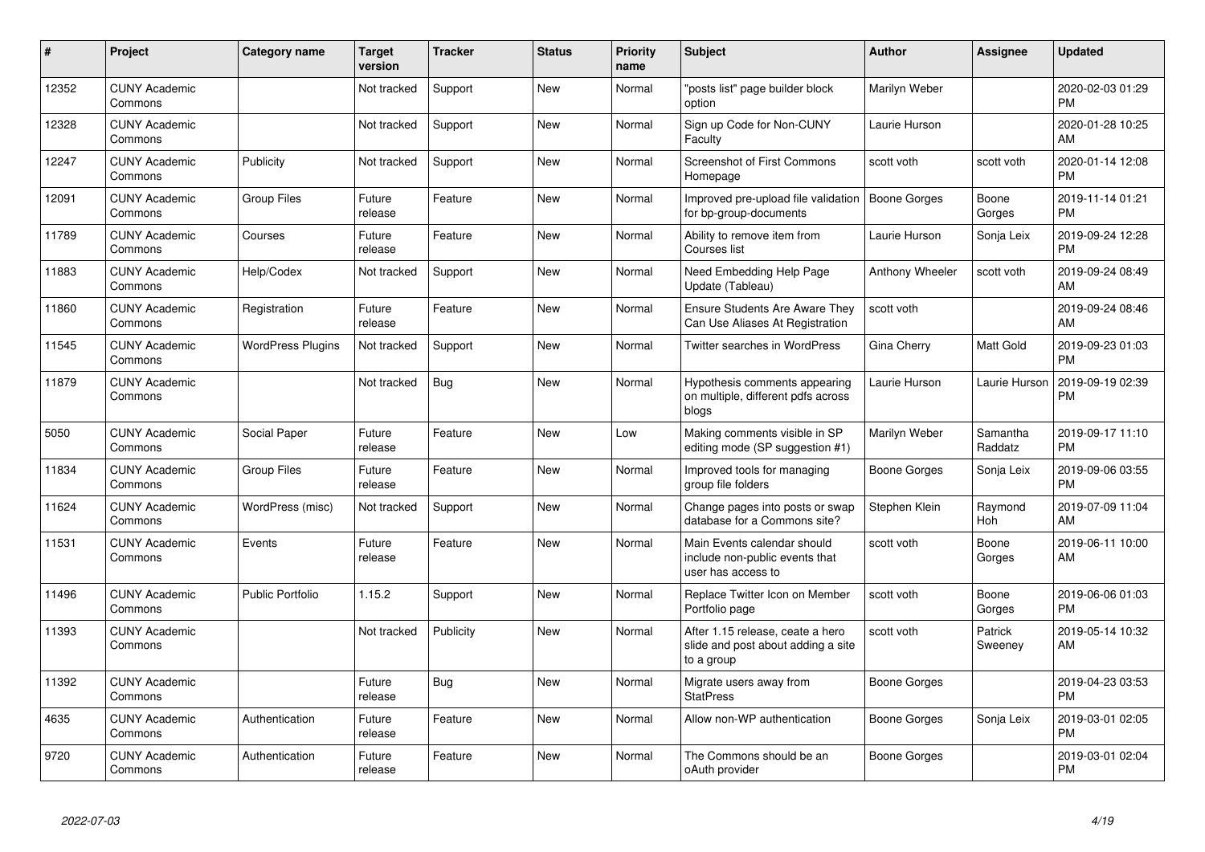| # | Project | Category name | Target version | Tracker | Status | Priority name | Subject | Author | Assignee | Updated |
|---|---|---|---|---|---|---|---|---|---|---|
| 12352 | CUNY Academic Commons | | Not tracked | Support | New | Normal | "posts list" page builder block option | Marilyn Weber | | 2020-02-03 01:29 PM |
| 12328 | CUNY Academic Commons | | Not tracked | Support | New | Normal | Sign up Code for Non-CUNY Faculty | Laurie Hurson | | 2020-01-28 10:25 AM |
| 12247 | CUNY Academic Commons | Publicity | Not tracked | Support | New | Normal | Screenshot of First Commons Homepage | scott voth | scott voth | 2020-01-14 12:08 PM |
| 12091 | CUNY Academic Commons | Group Files | Future release | Feature | New | Normal | Improved pre-upload file validation for bp-group-documents | Boone Gorges | Boone Gorges | 2019-11-14 01:21 PM |
| 11789 | CUNY Academic Commons | Courses | Future release | Feature | New | Normal | Ability to remove item from Courses list | Laurie Hurson | Sonja Leix | 2019-09-24 12:28 PM |
| 11883 | CUNY Academic Commons | Help/Codex | Not tracked | Support | New | Normal | Need Embedding Help Page Update (Tableau) | Anthony Wheeler | scott voth | 2019-09-24 08:49 AM |
| 11860 | CUNY Academic Commons | Registration | Future release | Feature | New | Normal | Ensure Students Are Aware They Can Use Aliases At Registration | scott voth | | 2019-09-24 08:46 AM |
| 11545 | CUNY Academic Commons | WordPress Plugins | Not tracked | Support | New | Normal | Twitter searches in WordPress | Gina Cherry | Matt Gold | 2019-09-23 01:03 PM |
| 11879 | CUNY Academic Commons | | Not tracked | Bug | New | Normal | Hypothesis comments appearing on multiple, different pdfs across blogs | Laurie Hurson | Laurie Hurson | 2019-09-19 02:39 PM |
| 5050 | CUNY Academic Commons | Social Paper | Future release | Feature | New | Low | Making comments visible in SP editing mode (SP suggestion #1) | Marilyn Weber | Samantha Raddatz | 2019-09-17 11:10 PM |
| 11834 | CUNY Academic Commons | Group Files | Future release | Feature | New | Normal | Improved tools for managing group file folders | Boone Gorges | Sonja Leix | 2019-09-06 03:55 PM |
| 11624 | CUNY Academic Commons | WordPress (misc) | Not tracked | Support | New | Normal | Change pages into posts or swap database for a Commons site? | Stephen Klein | Raymond Hoh | 2019-07-09 11:04 AM |
| 11531 | CUNY Academic Commons | Events | Future release | Feature | New | Normal | Main Events calendar should include non-public events that user has access to | scott voth | Boone Gorges | 2019-06-11 10:00 AM |
| 11496 | CUNY Academic Commons | Public Portfolio | 1.15.2 | Support | New | Normal | Replace Twitter Icon on Member Portfolio page | scott voth | Boone Gorges | 2019-06-06 01:03 PM |
| 11393 | CUNY Academic Commons | | Not tracked | Publicity | New | Normal | After 1.15 release, ceate a hero slide and post about adding a site to a group | scott voth | Patrick Sweeney | 2019-05-14 10:32 AM |
| 11392 | CUNY Academic Commons | | Future release | Bug | New | Normal | Migrate users away from StatPress | Boone Gorges | | 2019-04-23 03:53 PM |
| 4635 | CUNY Academic Commons | Authentication | Future release | Feature | New | Normal | Allow non-WP authentication | Boone Gorges | Sonja Leix | 2019-03-01 02:05 PM |
| 9720 | CUNY Academic Commons | Authentication | Future release | Feature | New | Normal | The Commons should be an oAuth provider | Boone Gorges | | 2019-03-01 02:04 PM |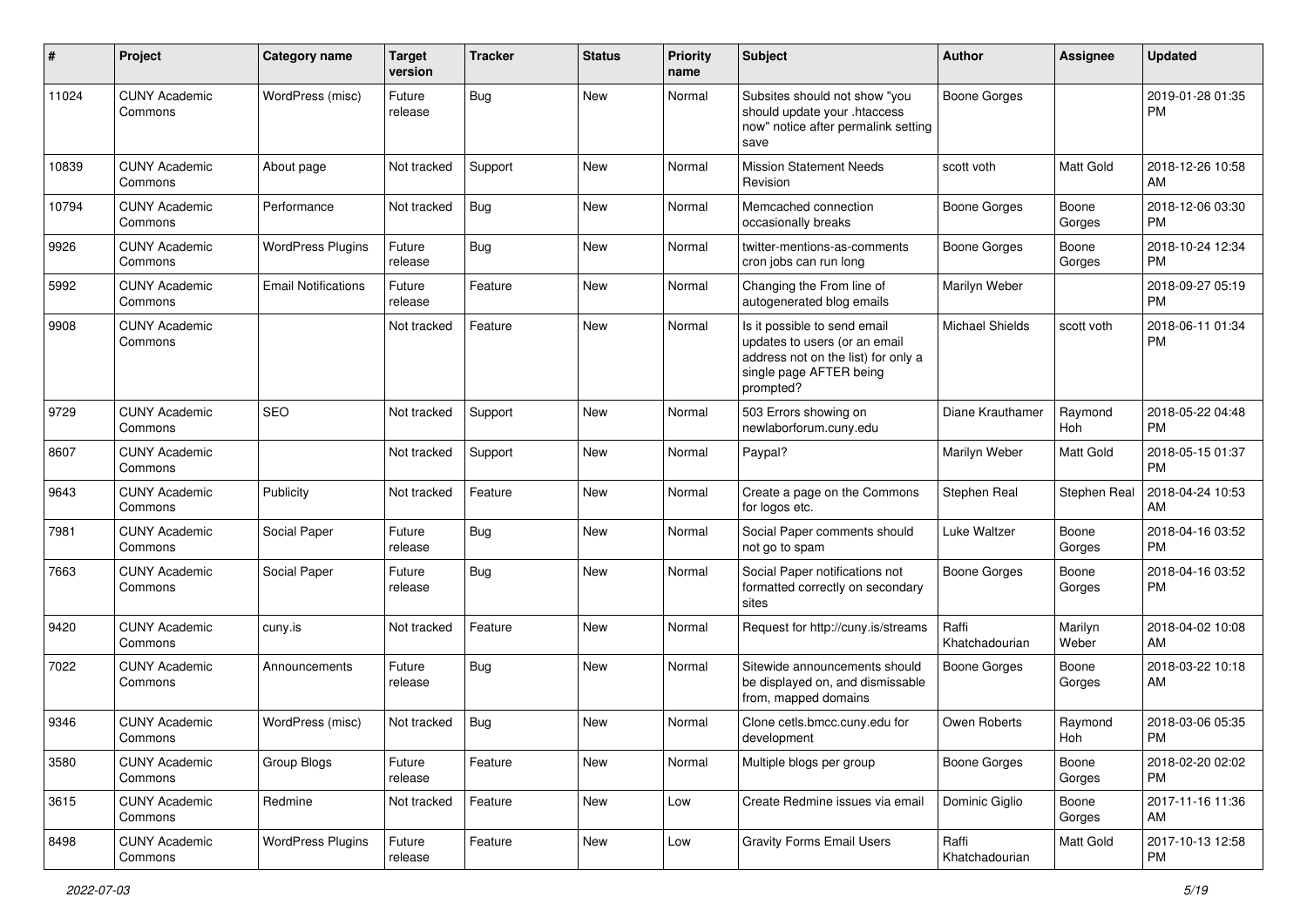| # | Project | Category name | Target version | Tracker | Status | Priority name | Subject | Author | Assignee | Updated |
|---|---|---|---|---|---|---|---|---|---|---|
| 11024 | CUNY Academic Commons | WordPress (misc) | Future release | Bug | New | Normal | Subsites should not show "you should update your .htaccess now" notice after permalink setting save | Boone Gorges | | 2019-01-28 01:35 PM |
| 10839 | CUNY Academic Commons | About page | Not tracked | Support | New | Normal | Mission Statement Needs Revision | scott voth | Matt Gold | 2018-12-26 10:58 AM |
| 10794 | CUNY Academic Commons | Performance | Not tracked | Bug | New | Normal | Memcached connection occasionally breaks | Boone Gorges | Boone Gorges | 2018-12-06 03:30 PM |
| 9926 | CUNY Academic Commons | WordPress Plugins | Future release | Bug | New | Normal | twitter-mentions-as-comments cron jobs can run long | Boone Gorges | Boone Gorges | 2018-10-24 12:34 PM |
| 5992 | CUNY Academic Commons | Email Notifications | Future release | Feature | New | Normal | Changing the From line of autogenerated blog emails | Marilyn Weber | | 2018-09-27 05:19 PM |
| 9908 | CUNY Academic Commons | | Not tracked | Feature | New | Normal | Is it possible to send email updates to users (or an email address not on the list) for only a single page AFTER being prompted? | Michael Shields | scott voth | 2018-06-11 01:34 PM |
| 9729 | CUNY Academic Commons | SEO | Not tracked | Support | New | Normal | 503 Errors showing on newlaborforum.cuny.edu | Diane Krauthamer | Raymond Hoh | 2018-05-22 04:48 PM |
| 8607 | CUNY Academic Commons | | Not tracked | Support | New | Normal | Paypal? | Marilyn Weber | Matt Gold | 2018-05-15 01:37 PM |
| 9643 | CUNY Academic Commons | Publicity | Not tracked | Feature | New | Normal | Create a page on the Commons for logos etc. | Stephen Real | Stephen Real | 2018-04-24 10:53 AM |
| 7981 | CUNY Academic Commons | Social Paper | Future release | Bug | New | Normal | Social Paper comments should not go to spam | Luke Waltzer | Boone Gorges | 2018-04-16 03:52 PM |
| 7663 | CUNY Academic Commons | Social Paper | Future release | Bug | New | Normal | Social Paper notifications not formatted correctly on secondary sites | Boone Gorges | Boone Gorges | 2018-04-16 03:52 PM |
| 9420 | CUNY Academic Commons | cuny.is | Not tracked | Feature | New | Normal | Request for http://cuny.is/streams | Raffi Khatchadourian | Marilyn Weber | 2018-04-02 10:08 AM |
| 7022 | CUNY Academic Commons | Announcements | Future release | Bug | New | Normal | Sitewide announcements should be displayed on, and dismissable from, mapped domains | Boone Gorges | Boone Gorges | 2018-03-22 10:18 AM |
| 9346 | CUNY Academic Commons | WordPress (misc) | Not tracked | Bug | New | Normal | Clone cetls.bmcc.cuny.edu for development | Owen Roberts | Raymond Hoh | 2018-03-06 05:35 PM |
| 3580 | CUNY Academic Commons | Group Blogs | Future release | Feature | New | Normal | Multiple blogs per group | Boone Gorges | Boone Gorges | 2018-02-20 02:02 PM |
| 3615 | CUNY Academic Commons | Redmine | Not tracked | Feature | New | Low | Create Redmine issues via email | Dominic Giglio | Boone Gorges | 2017-11-16 11:36 AM |
| 8498 | CUNY Academic Commons | WordPress Plugins | Future release | Feature | New | Low | Gravity Forms Email Users | Raffi Khatchadourian | Matt Gold | 2017-10-13 12:58 PM |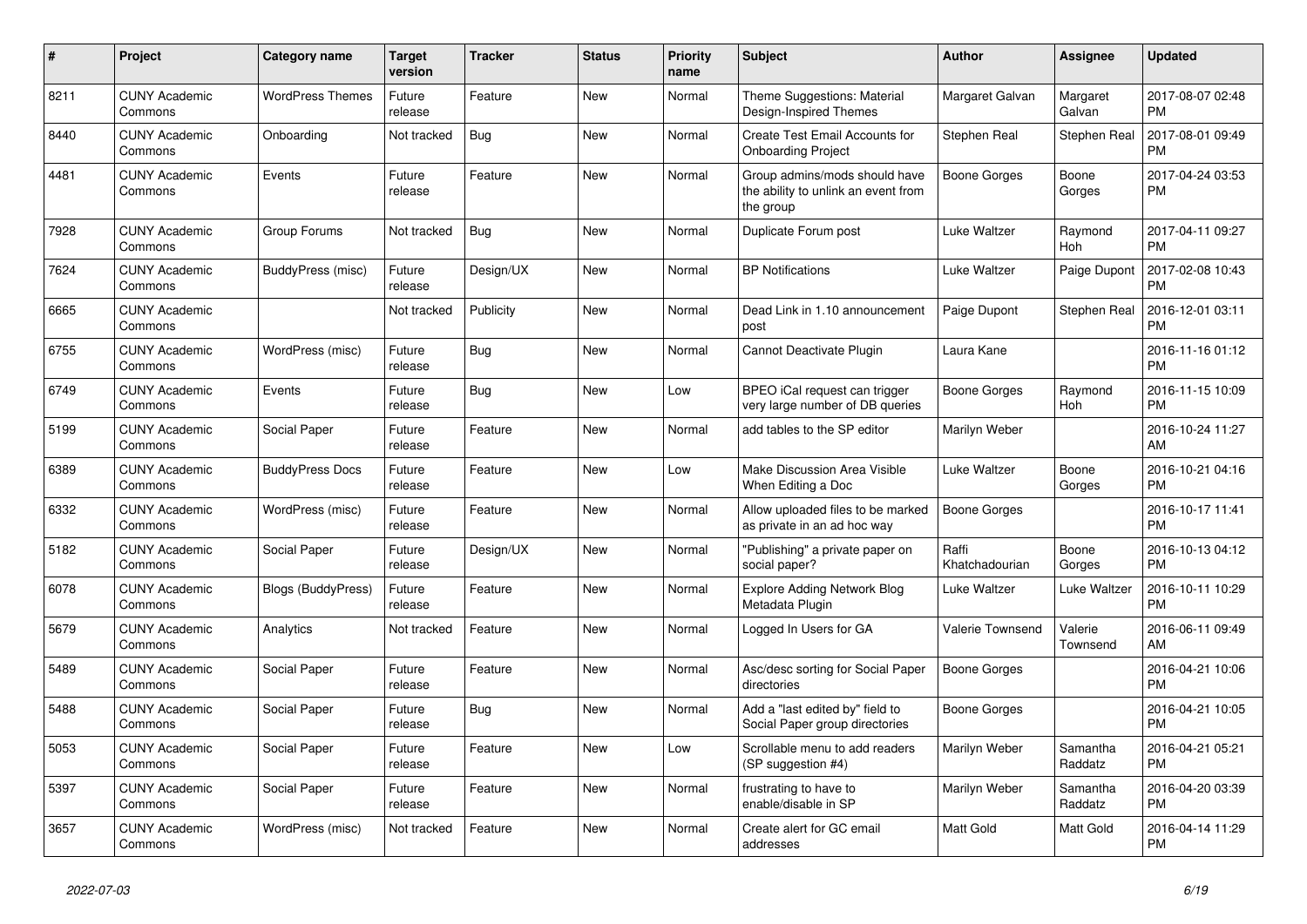| # | Project | Category name | Target version | Tracker | Status | Priority name | Subject | Author | Assignee | Updated |
|---|---|---|---|---|---|---|---|---|---|---|
| 8211 | CUNY Academic Commons | WordPress Themes | Future release | Feature | New | Normal | Theme Suggestions: Material Design-Inspired Themes | Margaret Galvan | Margaret Galvan | 2017-08-07 02:48 PM |
| 8440 | CUNY Academic Commons | Onboarding | Not tracked | Bug | New | Normal | Create Test Email Accounts for Onboarding Project | Stephen Real | Stephen Real | 2017-08-01 09:49 PM |
| 4481 | CUNY Academic Commons | Events | Future release | Feature | New | Normal | Group admins/mods should have the ability to unlink an event from the group | Boone Gorges | Boone Gorges | 2017-04-24 03:53 PM |
| 7928 | CUNY Academic Commons | Group Forums | Not tracked | Bug | New | Normal | Duplicate Forum post | Luke Waltzer | Raymond Hoh | 2017-04-11 09:27 PM |
| 7624 | CUNY Academic Commons | BuddyPress (misc) | Future release | Design/UX | New | Normal | BP Notifications | Luke Waltzer | Paige Dupont | 2017-02-08 10:43 PM |
| 6665 | CUNY Academic Commons | | Not tracked | Publicity | New | Normal | Dead Link in 1.10 announcement post | Paige Dupont | Stephen Real | 2016-12-01 03:11 PM |
| 6755 | CUNY Academic Commons | WordPress (misc) | Future release | Bug | New | Normal | Cannot Deactivate Plugin | Laura Kane | | 2016-11-16 01:12 PM |
| 6749 | CUNY Academic Commons | Events | Future release | Bug | New | Low | BPEO iCal request can trigger very large number of DB queries | Boone Gorges | Raymond Hoh | 2016-11-15 10:09 PM |
| 5199 | CUNY Academic Commons | Social Paper | Future release | Feature | New | Normal | add tables to the SP editor | Marilyn Weber | | 2016-10-24 11:27 AM |
| 6389 | CUNY Academic Commons | BuddyPress Docs | Future release | Feature | New | Low | Make Discussion Area Visible When Editing a Doc | Luke Waltzer | Boone Gorges | 2016-10-21 04:16 PM |
| 6332 | CUNY Academic Commons | WordPress (misc) | Future release | Feature | New | Normal | Allow uploaded files to be marked as private in an ad hoc way | Boone Gorges | | 2016-10-17 11:41 PM |
| 5182 | CUNY Academic Commons | Social Paper | Future release | Design/UX | New | Normal | "Publishing" a private paper on social paper? | Raffi Khatchadourian | Boone Gorges | 2016-10-13 04:12 PM |
| 6078 | CUNY Academic Commons | Blogs (BuddyPress) | Future release | Feature | New | Normal | Explore Adding Network Blog Metadata Plugin | Luke Waltzer | Luke Waltzer | 2016-10-11 10:29 PM |
| 5679 | CUNY Academic Commons | Analytics | Not tracked | Feature | New | Normal | Logged In Users for GA | Valerie Townsend | Valerie Townsend | 2016-06-11 09:49 AM |
| 5489 | CUNY Academic Commons | Social Paper | Future release | Feature | New | Normal | Asc/desc sorting for Social Paper directories | Boone Gorges | | 2016-04-21 10:06 PM |
| 5488 | CUNY Academic Commons | Social Paper | Future release | Bug | New | Normal | Add a "last edited by" field to Social Paper group directories | Boone Gorges | | 2016-04-21 10:05 PM |
| 5053 | CUNY Academic Commons | Social Paper | Future release | Feature | New | Low | Scrollable menu to add readers (SP suggestion #4) | Marilyn Weber | Samantha Raddatz | 2016-04-21 05:21 PM |
| 5397 | CUNY Academic Commons | Social Paper | Future release | Feature | New | Normal | frustrating to have to enable/disable in SP | Marilyn Weber | Samantha Raddatz | 2016-04-20 03:39 PM |
| 3657 | CUNY Academic Commons | WordPress (misc) | Not tracked | Feature | New | Normal | Create alert for GC email addresses | Matt Gold | Matt Gold | 2016-04-14 11:29 PM |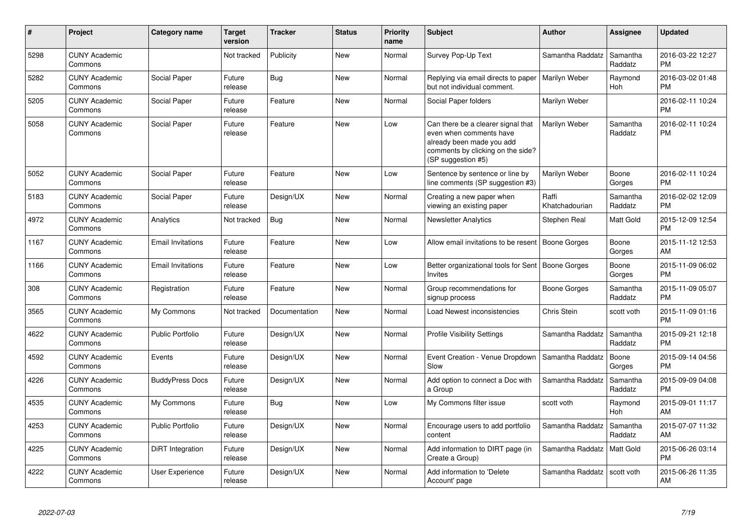| # | Project | Category name | Target version | Tracker | Status | Priority name | Subject | Author | Assignee | Updated |
|---|---|---|---|---|---|---|---|---|---|---|
| 5298 | CUNY Academic Commons | | Not tracked | Publicity | New | Normal | Survey Pop-Up Text | Samantha Raddatz | Samantha Raddatz | 2016-03-22 12:27 PM |
| 5282 | CUNY Academic Commons | Social Paper | Future release | Bug | New | Normal | Replying via email directs to paper but not individual comment. | Marilyn Weber | Raymond Hoh | 2016-03-02 01:48 PM |
| 5205 | CUNY Academic Commons | Social Paper | Future release | Feature | New | Normal | Social Paper folders | Marilyn Weber | | 2016-02-11 10:24 PM |
| 5058 | CUNY Academic Commons | Social Paper | Future release | Feature | New | Low | Can there be a clearer signal that even when comments have already been made you add comments by clicking on the side? (SP suggestion #5) | Marilyn Weber | Samantha Raddatz | 2016-02-11 10:24 PM |
| 5052 | CUNY Academic Commons | Social Paper | Future release | Feature | New | Low | Sentence by sentence or line by line comments (SP suggestion #3) | Marilyn Weber | Boone Gorges | 2016-02-11 10:24 PM |
| 5183 | CUNY Academic Commons | Social Paper | Future release | Design/UX | New | Normal | Creating a new paper when viewing an existing paper | Raffi Khatchadourian | Samantha Raddatz | 2016-02-02 12:09 PM |
| 4972 | CUNY Academic Commons | Analytics | Not tracked | Bug | New | Normal | Newsletter Analytics | Stephen Real | Matt Gold | 2015-12-09 12:54 PM |
| 1167 | CUNY Academic Commons | Email Invitations | Future release | Feature | New | Low | Allow email invitations to be resent | Boone Gorges | Boone Gorges | 2015-11-12 12:53 AM |
| 1166 | CUNY Academic Commons | Email Invitations | Future release | Feature | New | Low | Better organizational tools for Sent Invites | Boone Gorges | Boone Gorges | 2015-11-09 06:02 PM |
| 308 | CUNY Academic Commons | Registration | Future release | Feature | New | Normal | Group recommendations for signup process | Boone Gorges | Samantha Raddatz | 2015-11-09 05:07 PM |
| 3565 | CUNY Academic Commons | My Commons | Not tracked | Documentation | New | Normal | Load Newest inconsistencies | Chris Stein | scott voth | 2015-11-09 01:16 PM |
| 4622 | CUNY Academic Commons | Public Portfolio | Future release | Design/UX | New | Normal | Profile Visibility Settings | Samantha Raddatz | Samantha Raddatz | 2015-09-21 12:18 PM |
| 4592 | CUNY Academic Commons | Events | Future release | Design/UX | New | Normal | Event Creation - Venue Dropdown Slow | Samantha Raddatz | Boone Gorges | 2015-09-14 04:56 PM |
| 4226 | CUNY Academic Commons | BuddyPress Docs | Future release | Design/UX | New | Normal | Add option to connect a Doc with a Group | Samantha Raddatz | Samantha Raddatz | 2015-09-09 04:08 PM |
| 4535 | CUNY Academic Commons | My Commons | Future release | Bug | New | Low | My Commons filter issue | scott voth | Raymond Hoh | 2015-09-01 11:17 AM |
| 4253 | CUNY Academic Commons | Public Portfolio | Future release | Design/UX | New | Normal | Encourage users to add portfolio content | Samantha Raddatz | Samantha Raddatz | 2015-07-07 11:32 AM |
| 4225 | CUNY Academic Commons | DiRT Integration | Future release | Design/UX | New | Normal | Add information to DIRT page (in Create a Group) | Samantha Raddatz | Matt Gold | 2015-06-26 03:14 PM |
| 4222 | CUNY Academic Commons | User Experience | Future release | Design/UX | New | Normal | Add information to 'Delete Account' page | Samantha Raddatz | scott voth | 2015-06-26 11:35 AM |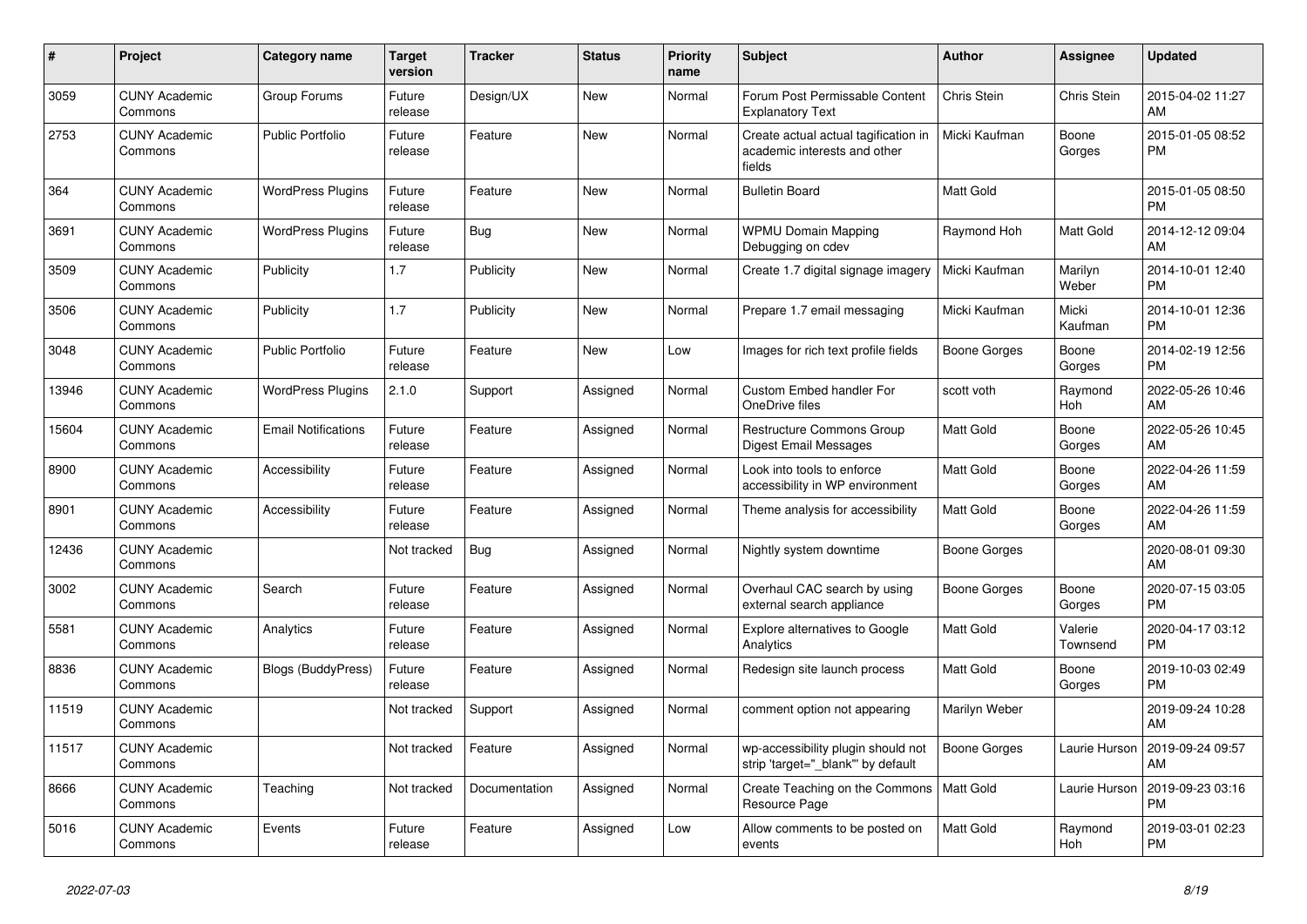| # | Project | Category name | Target version | Tracker | Status | Priority name | Subject | Author | Assignee | Updated |
|---|---|---|---|---|---|---|---|---|---|---|
| 3059 | CUNY Academic Commons | Group Forums | Future release | Design/UX | New | Normal | Forum Post Permissable Content Explanatory Text | Chris Stein | Chris Stein | 2015-04-02 11:27 AM |
| 2753 | CUNY Academic Commons | Public Portfolio | Future release | Feature | New | Normal | Create actual actual tagification in academic interests and other fields | Micki Kaufman | Boone Gorges | 2015-01-05 08:52 PM |
| 364 | CUNY Academic Commons | WordPress Plugins | Future release | Feature | New | Normal | Bulletin Board | Matt Gold | | 2015-01-05 08:50 PM |
| 3691 | CUNY Academic Commons | WordPress Plugins | Future release | Bug | New | Normal | WPMU Domain Mapping Debugging on cdev | Raymond Hoh | Matt Gold | 2014-12-12 09:04 AM |
| 3509 | CUNY Academic Commons | Publicity | 1.7 | Publicity | New | Normal | Create 1.7 digital signage imagery | Micki Kaufman | Marilyn Weber | 2014-10-01 12:40 PM |
| 3506 | CUNY Academic Commons | Publicity | 1.7 | Publicity | New | Normal | Prepare 1.7 email messaging | Micki Kaufman | Micki Kaufman | 2014-10-01 12:36 PM |
| 3048 | CUNY Academic Commons | Public Portfolio | Future release | Feature | New | Low | Images for rich text profile fields | Boone Gorges | Boone Gorges | 2014-02-19 12:56 PM |
| 13946 | CUNY Academic Commons | WordPress Plugins | 2.1.0 | Support | Assigned | Normal | Custom Embed handler For OneDrive files | scott voth | Raymond Hoh | 2022-05-26 10:46 AM |
| 15604 | CUNY Academic Commons | Email Notifications | Future release | Feature | Assigned | Normal | Restructure Commons Group Digest Email Messages | Matt Gold | Boone Gorges | 2022-05-26 10:45 AM |
| 8900 | CUNY Academic Commons | Accessibility | Future release | Feature | Assigned | Normal | Look into tools to enforce accessibility in WP environment | Matt Gold | Boone Gorges | 2022-04-26 11:59 AM |
| 8901 | CUNY Academic Commons | Accessibility | Future release | Feature | Assigned | Normal | Theme analysis for accessibility | Matt Gold | Boone Gorges | 2022-04-26 11:59 AM |
| 12436 | CUNY Academic Commons | | Not tracked | Bug | Assigned | Normal | Nightly system downtime | Boone Gorges | | 2020-08-01 09:30 AM |
| 3002 | CUNY Academic Commons | Search | Future release | Feature | Assigned | Normal | Overhaul CAC search by using external search appliance | Boone Gorges | Boone Gorges | 2020-07-15 03:05 PM |
| 5581 | CUNY Academic Commons | Analytics | Future release | Feature | Assigned | Normal | Explore alternatives to Google Analytics | Matt Gold | Valerie Townsend | 2020-04-17 03:12 PM |
| 8836 | CUNY Academic Commons | Blogs (BuddyPress) | Future release | Feature | Assigned | Normal | Redesign site launch process | Matt Gold | Boone Gorges | 2019-10-03 02:49 PM |
| 11519 | CUNY Academic Commons | | Not tracked | Support | Assigned | Normal | comment option not appearing | Marilyn Weber | | 2019-09-24 10:28 AM |
| 11517 | CUNY Academic Commons | | Not tracked | Feature | Assigned | Normal | wp-accessibility plugin should not strip 'target="_blank"' by default | Boone Gorges | Laurie Hurson | 2019-09-24 09:57 AM |
| 8666 | CUNY Academic Commons | Teaching | Not tracked | Documentation | Assigned | Normal | Create Teaching on the Commons Resource Page | Matt Gold | Laurie Hurson | 2019-09-23 03:16 PM |
| 5016 | CUNY Academic Commons | Events | Future release | Feature | Assigned | Low | Allow comments to be posted on events | Matt Gold | Raymond Hoh | 2019-03-01 02:23 PM |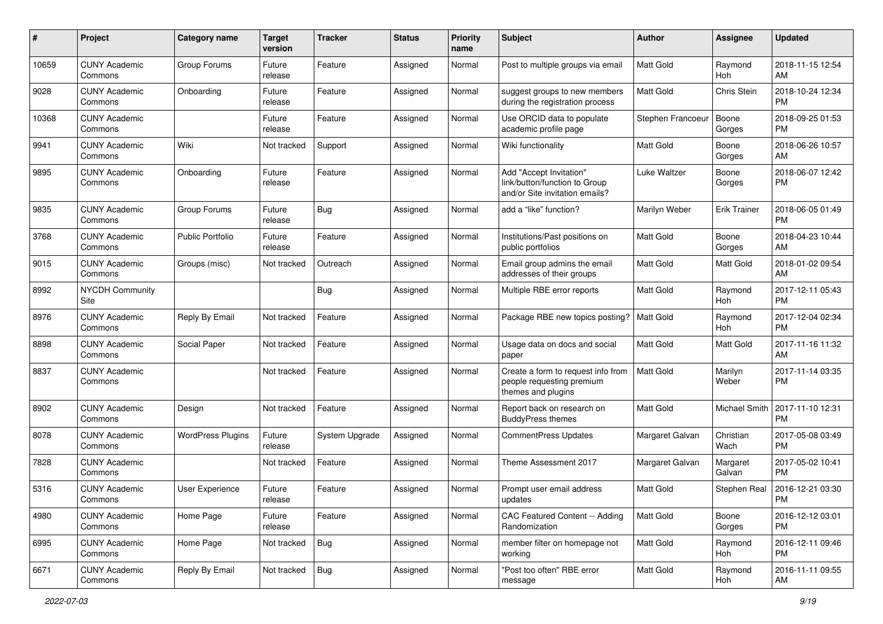| # | Project | Category name | Target version | Tracker | Status | Priority name | Subject | Author | Assignee | Updated |
|---|---|---|---|---|---|---|---|---|---|---|
| 10659 | CUNY Academic Commons | Group Forums | Future release | Feature | Assigned | Normal | Post to multiple groups via email | Matt Gold | Raymond Hoh | 2018-11-15 12:54 AM |
| 9028 | CUNY Academic Commons | Onboarding | Future release | Feature | Assigned | Normal | suggest groups to new members during the registration process | Matt Gold | Chris Stein | 2018-10-24 12:34 PM |
| 10368 | CUNY Academic Commons | | Future release | Feature | Assigned | Normal | Use ORCID data to populate academic profile page | Stephen Francoeur | Boone Gorges | 2018-09-25 01:53 PM |
| 9941 | CUNY Academic Commons | Wiki | Not tracked | Support | Assigned | Normal | Wiki functionality | Matt Gold | Boone Gorges | 2018-06-26 10:57 AM |
| 9895 | CUNY Academic Commons | Onboarding | Future release | Feature | Assigned | Normal | Add "Accept Invitation" link/button/function to Group and/or Site invitation emails? | Luke Waltzer | Boone Gorges | 2018-06-07 12:42 PM |
| 9835 | CUNY Academic Commons | Group Forums | Future release | Bug | Assigned | Normal | add a "like" function? | Marilyn Weber | Erik Trainer | 2018-06-05 01:49 PM |
| 3768 | CUNY Academic Commons | Public Portfolio | Future release | Feature | Assigned | Normal | Institutions/Past positions on public portfolios | Matt Gold | Boone Gorges | 2018-04-23 10:44 AM |
| 9015 | CUNY Academic Commons | Groups (misc) | Not tracked | Outreach | Assigned | Normal | Email group admins the email addresses of their groups | Matt Gold | Matt Gold | 2018-01-02 09:54 AM |
| 8992 | NYCDH Community Site | | | Bug | Assigned | Normal | Multiple RBE error reports | Matt Gold | Raymond Hoh | 2017-12-11 05:43 PM |
| 8976 | CUNY Academic Commons | Reply By Email | Not tracked | Feature | Assigned | Normal | Package RBE new topics posting? | Matt Gold | Raymond Hoh | 2017-12-04 02:34 PM |
| 8898 | CUNY Academic Commons | Social Paper | Not tracked | Feature | Assigned | Normal | Usage data on docs and social paper | Matt Gold | Matt Gold | 2017-11-16 11:32 AM |
| 8837 | CUNY Academic Commons | | Not tracked | Feature | Assigned | Normal | Create a form to request info from people requesting premium themes and plugins | Matt Gold | Marilyn Weber | 2017-11-14 03:35 PM |
| 8902 | CUNY Academic Commons | Design | Not tracked | Feature | Assigned | Normal | Report back on research on BuddyPress themes | Matt Gold | Michael Smith | 2017-11-10 12:31 PM |
| 8078 | CUNY Academic Commons | WordPress Plugins | Future release | System Upgrade | Assigned | Normal | CommentPress Updates | Margaret Galvan | Christian Wach | 2017-05-08 03:49 PM |
| 7828 | CUNY Academic Commons | | Not tracked | Feature | Assigned | Normal | Theme Assessment 2017 | Margaret Galvan | Margaret Galvan | 2017-05-02 10:41 PM |
| 5316 | CUNY Academic Commons | User Experience | Future release | Feature | Assigned | Normal | Prompt user email address updates | Matt Gold | Stephen Real | 2016-12-21 03:30 PM |
| 4980 | CUNY Academic Commons | Home Page | Future release | Feature | Assigned | Normal | CAC Featured Content -- Adding Randomization | Matt Gold | Boone Gorges | 2016-12-12 03:01 PM |
| 6995 | CUNY Academic Commons | Home Page | Not tracked | Bug | Assigned | Normal | member filter on homepage not working | Matt Gold | Raymond Hoh | 2016-12-11 09:46 PM |
| 6671 | CUNY Academic Commons | Reply By Email | Not tracked | Bug | Assigned | Normal | "Post too often" RBE error message | Matt Gold | Raymond Hoh | 2016-11-11 09:55 AM |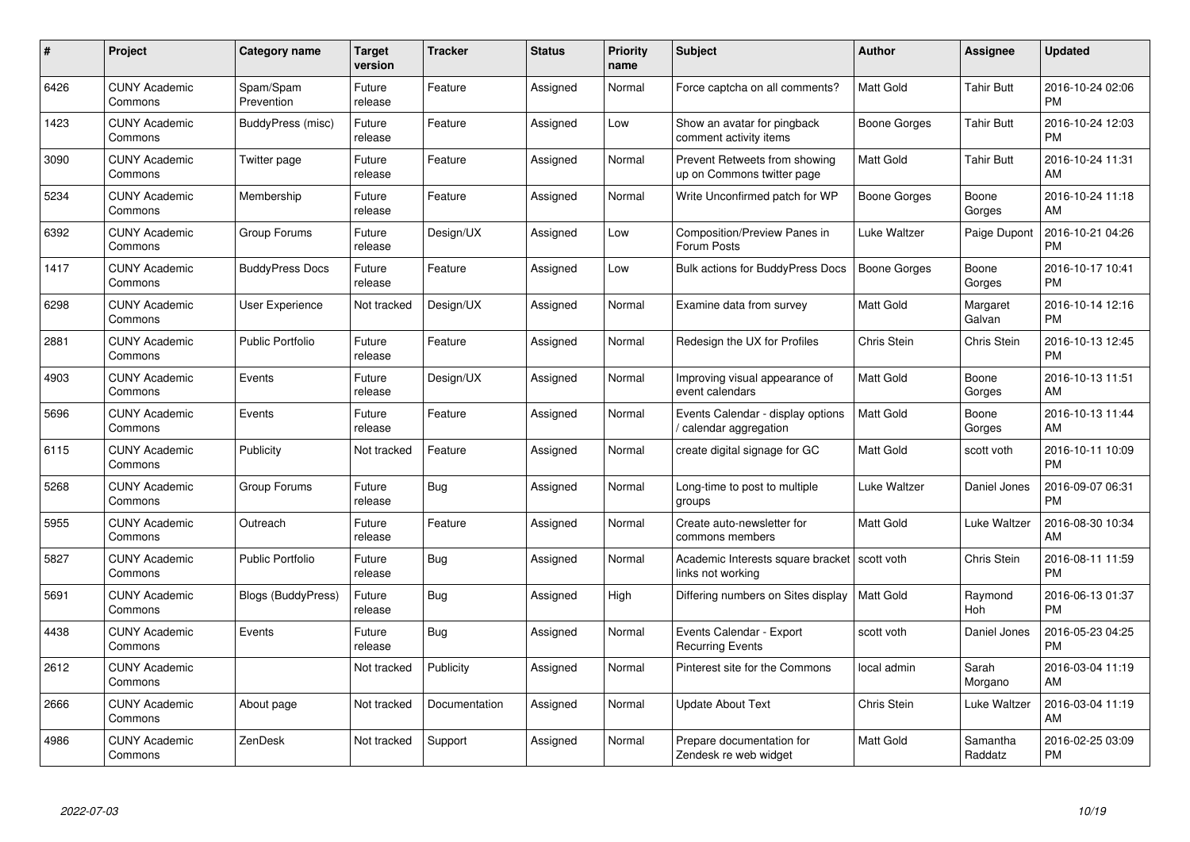| # | Project | Category name | Target version | Tracker | Status | Priority name | Subject | Author | Assignee | Updated |
|---|---|---|---|---|---|---|---|---|---|---|
| 6426 | CUNY Academic Commons | Spam/Spam Prevention | Future release | Feature | Assigned | Normal | Force captcha on all comments? | Matt Gold | Tahir Butt | 2016-10-24 02:06 PM |
| 1423 | CUNY Academic Commons | BuddyPress (misc) | Future release | Feature | Assigned | Low | Show an avatar for pingback comment activity items | Boone Gorges | Tahir Butt | 2016-10-24 12:03 PM |
| 3090 | CUNY Academic Commons | Twitter page | Future release | Feature | Assigned | Normal | Prevent Retweets from showing up on Commons twitter page | Matt Gold | Tahir Butt | 2016-10-24 11:31 AM |
| 5234 | CUNY Academic Commons | Membership | Future release | Feature | Assigned | Normal | Write Unconfirmed patch for WP | Boone Gorges | Boone Gorges | 2016-10-24 11:18 AM |
| 6392 | CUNY Academic Commons | Group Forums | Future release | Design/UX | Assigned | Low | Composition/Preview Panes in Forum Posts | Luke Waltzer | Paige Dupont | 2016-10-21 04:26 PM |
| 1417 | CUNY Academic Commons | BuddyPress Docs | Future release | Feature | Assigned | Low | Bulk actions for BuddyPress Docs | Boone Gorges | Boone Gorges | 2016-10-17 10:41 PM |
| 6298 | CUNY Academic Commons | User Experience | Not tracked | Design/UX | Assigned | Normal | Examine data from survey | Matt Gold | Margaret Galvan | 2016-10-14 12:16 PM |
| 2881 | CUNY Academic Commons | Public Portfolio | Future release | Feature | Assigned | Normal | Redesign the UX for Profiles | Chris Stein | Chris Stein | 2016-10-13 12:45 PM |
| 4903 | CUNY Academic Commons | Events | Future release | Design/UX | Assigned | Normal | Improving visual appearance of event calendars | Matt Gold | Boone Gorges | 2016-10-13 11:51 AM |
| 5696 | CUNY Academic Commons | Events | Future release | Feature | Assigned | Normal | Events Calendar - display options / calendar aggregation | Matt Gold | Boone Gorges | 2016-10-13 11:44 AM |
| 6115 | CUNY Academic Commons | Publicity | Not tracked | Feature | Assigned | Normal | create digital signage for GC | Matt Gold | scott voth | 2016-10-11 10:09 PM |
| 5268 | CUNY Academic Commons | Group Forums | Future release | Bug | Assigned | Normal | Long-time to post to multiple groups | Luke Waltzer | Daniel Jones | 2016-09-07 06:31 PM |
| 5955 | CUNY Academic Commons | Outreach | Future release | Feature | Assigned | Normal | Create auto-newsletter for commons members | Matt Gold | Luke Waltzer | 2016-08-30 10:34 AM |
| 5827 | CUNY Academic Commons | Public Portfolio | Future release | Bug | Assigned | Normal | Academic Interests square bracket links not working | scott voth | Chris Stein | 2016-08-11 11:59 PM |
| 5691 | CUNY Academic Commons | Blogs (BuddyPress) | Future release | Bug | Assigned | High | Differing numbers on Sites display | Matt Gold | Raymond Hoh | 2016-06-13 01:37 PM |
| 4438 | CUNY Academic Commons | Events | Future release | Bug | Assigned | Normal | Events Calendar - Export Recurring Events | scott voth | Daniel Jones | 2016-05-23 04:25 PM |
| 2612 | CUNY Academic Commons | | Not tracked | Publicity | Assigned | Normal | Pinterest site for the Commons | local admin | Sarah Morgano | 2016-03-04 11:19 AM |
| 2666 | CUNY Academic Commons | About page | Not tracked | Documentation | Assigned | Normal | Update About Text | Chris Stein | Luke Waltzer | 2016-03-04 11:19 AM |
| 4986 | CUNY Academic Commons | ZenDesk | Not tracked | Support | Assigned | Normal | Prepare documentation for Zendesk re web widget | Matt Gold | Samantha Raddatz | 2016-02-25 03:09 PM |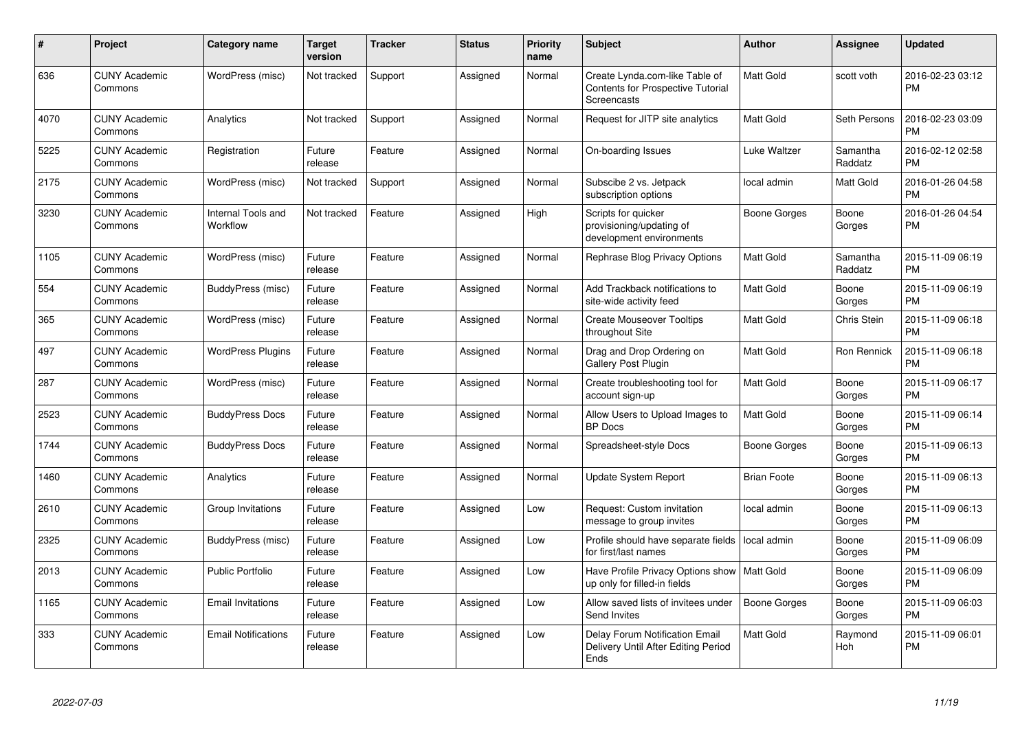| # | Project | Category name | Target version | Tracker | Status | Priority name | Subject | Author | Assignee | Updated |
|---|---|---|---|---|---|---|---|---|---|---|
| 636 | CUNY Academic Commons | WordPress (misc) | Not tracked | Support | Assigned | Normal | Create Lynda.com-like Table of Contents for Prospective Tutorial Screencasts | Matt Gold | scott voth | 2016-02-23 03:12 PM |
| 4070 | CUNY Academic Commons | Analytics | Not tracked | Support | Assigned | Normal | Request for JITP site analytics | Matt Gold | Seth Persons | 2016-02-23 03:09 PM |
| 5225 | CUNY Academic Commons | Registration | Future release | Feature | Assigned | Normal | On-boarding Issues | Luke Waltzer | Samantha Raddatz | 2016-02-12 02:58 PM |
| 2175 | CUNY Academic Commons | WordPress (misc) | Not tracked | Support | Assigned | Normal | Subscibe 2 vs. Jetpack subscription options | local admin | Matt Gold | 2016-01-26 04:58 PM |
| 3230 | CUNY Academic Commons | Internal Tools and Workflow | Not tracked | Feature | Assigned | High | Scripts for quicker provisioning/updating of development environments | Boone Gorges | Boone Gorges | 2016-01-26 04:54 PM |
| 1105 | CUNY Academic Commons | WordPress (misc) | Future release | Feature | Assigned | Normal | Rephrase Blog Privacy Options | Matt Gold | Samantha Raddatz | 2015-11-09 06:19 PM |
| 554 | CUNY Academic Commons | BuddyPress (misc) | Future release | Feature | Assigned | Normal | Add Trackback notifications to site-wide activity feed | Matt Gold | Boone Gorges | 2015-11-09 06:19 PM |
| 365 | CUNY Academic Commons | WordPress (misc) | Future release | Feature | Assigned | Normal | Create Mouseover Tooltips throughout Site | Matt Gold | Chris Stein | 2015-11-09 06:18 PM |
| 497 | CUNY Academic Commons | WordPress Plugins | Future release | Feature | Assigned | Normal | Drag and Drop Ordering on Gallery Post Plugin | Matt Gold | Ron Rennick | 2015-11-09 06:18 PM |
| 287 | CUNY Academic Commons | WordPress (misc) | Future release | Feature | Assigned | Normal | Create troubleshooting tool for account sign-up | Matt Gold | Boone Gorges | 2015-11-09 06:17 PM |
| 2523 | CUNY Academic Commons | BuddyPress Docs | Future release | Feature | Assigned | Normal | Allow Users to Upload Images to BP Docs | Matt Gold | Boone Gorges | 2015-11-09 06:14 PM |
| 1744 | CUNY Academic Commons | BuddyPress Docs | Future release | Feature | Assigned | Normal | Spreadsheet-style Docs | Boone Gorges | Boone Gorges | 2015-11-09 06:13 PM |
| 1460 | CUNY Academic Commons | Analytics | Future release | Feature | Assigned | Normal | Update System Report | Brian Foote | Boone Gorges | 2015-11-09 06:13 PM |
| 2610 | CUNY Academic Commons | Group Invitations | Future release | Feature | Assigned | Low | Request: Custom invitation message to group invites | local admin | Boone Gorges | 2015-11-09 06:13 PM |
| 2325 | CUNY Academic Commons | BuddyPress (misc) | Future release | Feature | Assigned | Low | Profile should have separate fields for first/last names | local admin | Boone Gorges | 2015-11-09 06:09 PM |
| 2013 | CUNY Academic Commons | Public Portfolio | Future release | Feature | Assigned | Low | Have Profile Privacy Options show up only for filled-in fields | Matt Gold | Boone Gorges | 2015-11-09 06:09 PM |
| 1165 | CUNY Academic Commons | Email Invitations | Future release | Feature | Assigned | Low | Allow saved lists of invitees under Send Invites | Boone Gorges | Boone Gorges | 2015-11-09 06:03 PM |
| 333 | CUNY Academic Commons | Email Notifications | Future release | Feature | Assigned | Low | Delay Forum Notification Email Delivery Until After Editing Period Ends | Matt Gold | Raymond Hoh | 2015-11-09 06:01 PM |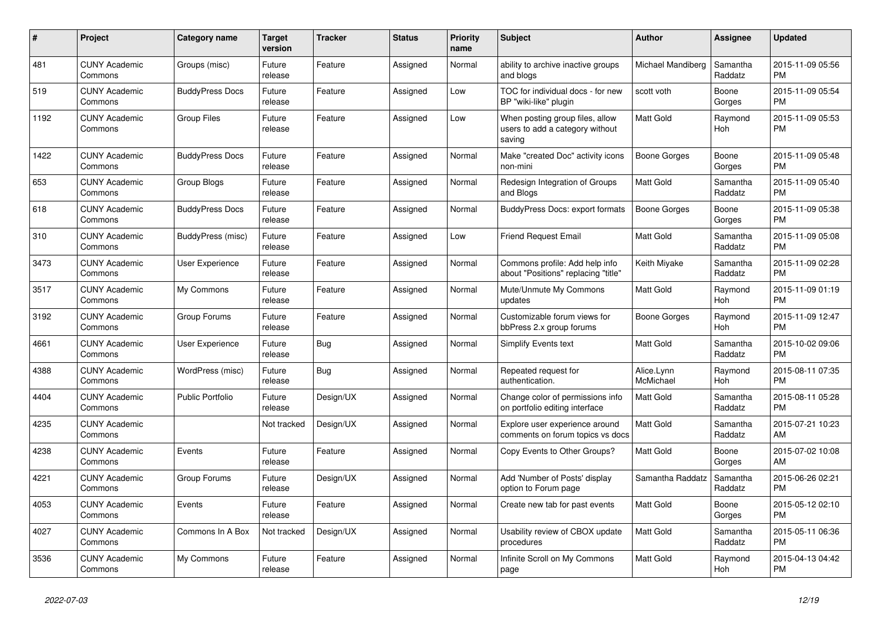| # | Project | Category name | Target version | Tracker | Status | Priority name | Subject | Author | Assignee | Updated |
|---|---|---|---|---|---|---|---|---|---|---|
| 481 | CUNY Academic Commons | Groups (misc) | Future release | Feature | Assigned | Normal | ability to archive inactive groups and blogs | Michael Mandiberg | Samantha Raddatz | 2015-11-09 05:56 PM |
| 519 | CUNY Academic Commons | BuddyPress Docs | Future release | Feature | Assigned | Low | TOC for individual docs - for new BP "wiki-like" plugin | scott voth | Boone Gorges | 2015-11-09 05:54 PM |
| 1192 | CUNY Academic Commons | Group Files | Future release | Feature | Assigned | Low | When posting group files, allow users to add a category without saving | Matt Gold | Raymond Hoh | 2015-11-09 05:53 PM |
| 1422 | CUNY Academic Commons | BuddyPress Docs | Future release | Feature | Assigned | Normal | Make "created Doc" activity icons non-mini | Boone Gorges | Boone Gorges | 2015-11-09 05:48 PM |
| 653 | CUNY Academic Commons | Group Blogs | Future release | Feature | Assigned | Normal | Redesign Integration of Groups and Blogs | Matt Gold | Samantha Raddatz | 2015-11-09 05:40 PM |
| 618 | CUNY Academic Commons | BuddyPress Docs | Future release | Feature | Assigned | Normal | BuddyPress Docs: export formats | Boone Gorges | Boone Gorges | 2015-11-09 05:38 PM |
| 310 | CUNY Academic Commons | BuddyPress (misc) | Future release | Feature | Assigned | Low | Friend Request Email | Matt Gold | Samantha Raddatz | 2015-11-09 05:08 PM |
| 3473 | CUNY Academic Commons | User Experience | Future release | Feature | Assigned | Normal | Commons profile: Add help info about "Positions" replacing "title" | Keith Miyake | Samantha Raddatz | 2015-11-09 02:28 PM |
| 3517 | CUNY Academic Commons | My Commons | Future release | Feature | Assigned | Normal | Mute/Unmute My Commons updates | Matt Gold | Raymond Hoh | 2015-11-09 01:19 PM |
| 3192 | CUNY Academic Commons | Group Forums | Future release | Feature | Assigned | Normal | Customizable forum views for bbPress 2.x group forums | Boone Gorges | Raymond Hoh | 2015-11-09 12:47 PM |
| 4661 | CUNY Academic Commons | User Experience | Future release | Bug | Assigned | Normal | Simplify Events text | Matt Gold | Samantha Raddatz | 2015-10-02 09:06 PM |
| 4388 | CUNY Academic Commons | WordPress (misc) | Future release | Bug | Assigned | Normal | Repeated request for authentication. | Alice.Lynn McMichael | Raymond Hoh | 2015-08-11 07:35 PM |
| 4404 | CUNY Academic Commons | Public Portfolio | Future release | Design/UX | Assigned | Normal | Change color of permissions info on portfolio editing interface | Matt Gold | Samantha Raddatz | 2015-08-11 05:28 PM |
| 4235 | CUNY Academic Commons | | Not tracked | Design/UX | Assigned | Normal | Explore user experience around comments on forum topics vs docs | Matt Gold | Samantha Raddatz | 2015-07-21 10:23 AM |
| 4238 | CUNY Academic Commons | Events | Future release | Feature | Assigned | Normal | Copy Events to Other Groups? | Matt Gold | Boone Gorges | 2015-07-02 10:08 AM |
| 4221 | CUNY Academic Commons | Group Forums | Future release | Design/UX | Assigned | Normal | Add 'Number of Posts' display option to Forum page | Samantha Raddatz | Samantha Raddatz | 2015-06-26 02:21 PM |
| 4053 | CUNY Academic Commons | Events | Future release | Feature | Assigned | Normal | Create new tab for past events | Matt Gold | Boone Gorges | 2015-05-12 02:10 PM |
| 4027 | CUNY Academic Commons | Commons In A Box | Not tracked | Design/UX | Assigned | Normal | Usability review of CBOX update procedures | Matt Gold | Samantha Raddatz | 2015-05-11 06:36 PM |
| 3536 | CUNY Academic Commons | My Commons | Future release | Feature | Assigned | Normal | Infinite Scroll on My Commons page | Matt Gold | Raymond Hoh | 2015-04-13 04:42 PM |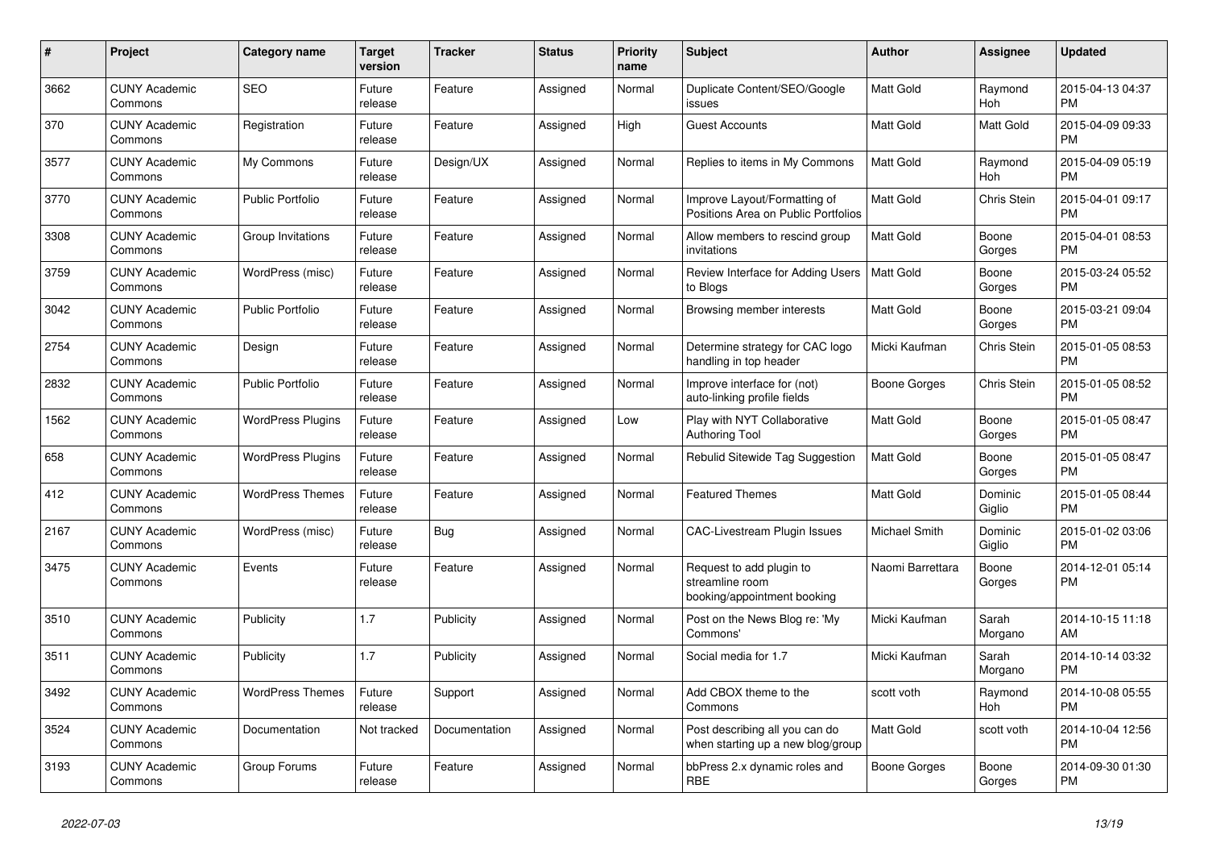| # | Project | Category name | Target version | Tracker | Status | Priority name | Subject | Author | Assignee | Updated |
|---|---|---|---|---|---|---|---|---|---|---|
| 3662 | CUNY Academic Commons | SEO | Future release | Feature | Assigned | Normal | Duplicate Content/SEO/Google issues | Matt Gold | Raymond Hoh | 2015-04-13 04:37 PM |
| 370 | CUNY Academic Commons | Registration | Future release | Feature | Assigned | High | Guest Accounts | Matt Gold | Matt Gold | 2015-04-09 09:33 PM |
| 3577 | CUNY Academic Commons | My Commons | Future release | Design/UX | Assigned | Normal | Replies to items in My Commons | Matt Gold | Raymond Hoh | 2015-04-09 05:19 PM |
| 3770 | CUNY Academic Commons | Public Portfolio | Future release | Feature | Assigned | Normal | Improve Layout/Formatting of Positions Area on Public Portfolios | Matt Gold | Chris Stein | 2015-04-01 09:17 PM |
| 3308 | CUNY Academic Commons | Group Invitations | Future release | Feature | Assigned | Normal | Allow members to rescind group invitations | Matt Gold | Boone Gorges | 2015-04-01 08:53 PM |
| 3759 | CUNY Academic Commons | WordPress (misc) | Future release | Feature | Assigned | Normal | Review Interface for Adding Users to Blogs | Matt Gold | Boone Gorges | 2015-03-24 05:52 PM |
| 3042 | CUNY Academic Commons | Public Portfolio | Future release | Feature | Assigned | Normal | Browsing member interests | Matt Gold | Boone Gorges | 2015-03-21 09:04 PM |
| 2754 | CUNY Academic Commons | Design | Future release | Feature | Assigned | Normal | Determine strategy for CAC logo handling in top header | Micki Kaufman | Chris Stein | 2015-01-05 08:53 PM |
| 2832 | CUNY Academic Commons | Public Portfolio | Future release | Feature | Assigned | Normal | Improve interface for (not) auto-linking profile fields | Boone Gorges | Chris Stein | 2015-01-05 08:52 PM |
| 1562 | CUNY Academic Commons | WordPress Plugins | Future release | Feature | Assigned | Low | Play with NYT Collaborative Authoring Tool | Matt Gold | Boone Gorges | 2015-01-05 08:47 PM |
| 658 | CUNY Academic Commons | WordPress Plugins | Future release | Feature | Assigned | Normal | Rebulid Sitewide Tag Suggestion | Matt Gold | Boone Gorges | 2015-01-05 08:47 PM |
| 412 | CUNY Academic Commons | WordPress Themes | Future release | Feature | Assigned | Normal | Featured Themes | Matt Gold | Dominic Giglio | 2015-01-05 08:44 PM |
| 2167 | CUNY Academic Commons | WordPress (misc) | Future release | Bug | Assigned | Normal | CAC-Livestream Plugin Issues | Michael Smith | Dominic Giglio | 2015-01-02 03:06 PM |
| 3475 | CUNY Academic Commons | Events | Future release | Feature | Assigned | Normal | Request to add plugin to streamline room booking/appointment booking | Naomi Barrettara | Boone Gorges | 2014-12-01 05:14 PM |
| 3510 | CUNY Academic Commons | Publicity | 1.7 | Publicity | Assigned | Normal | Post on the News Blog re: 'My Commons' | Micki Kaufman | Sarah Morgano | 2014-10-15 11:18 AM |
| 3511 | CUNY Academic Commons | Publicity | 1.7 | Publicity | Assigned | Normal | Social media for 1.7 | Micki Kaufman | Sarah Morgano | 2014-10-14 03:32 PM |
| 3492 | CUNY Academic Commons | WordPress Themes | Future release | Support | Assigned | Normal | Add CBOX theme to the Commons | scott voth | Raymond Hoh | 2014-10-08 05:55 PM |
| 3524 | CUNY Academic Commons | Documentation | Not tracked | Documentation | Assigned | Normal | Post describing all you can do when starting up a new blog/group | Matt Gold | scott voth | 2014-10-04 12:56 PM |
| 3193 | CUNY Academic Commons | Group Forums | Future release | Feature | Assigned | Normal | bbPress 2.x dynamic roles and RBE | Boone Gorges | Boone Gorges | 2014-09-30 01:30 PM |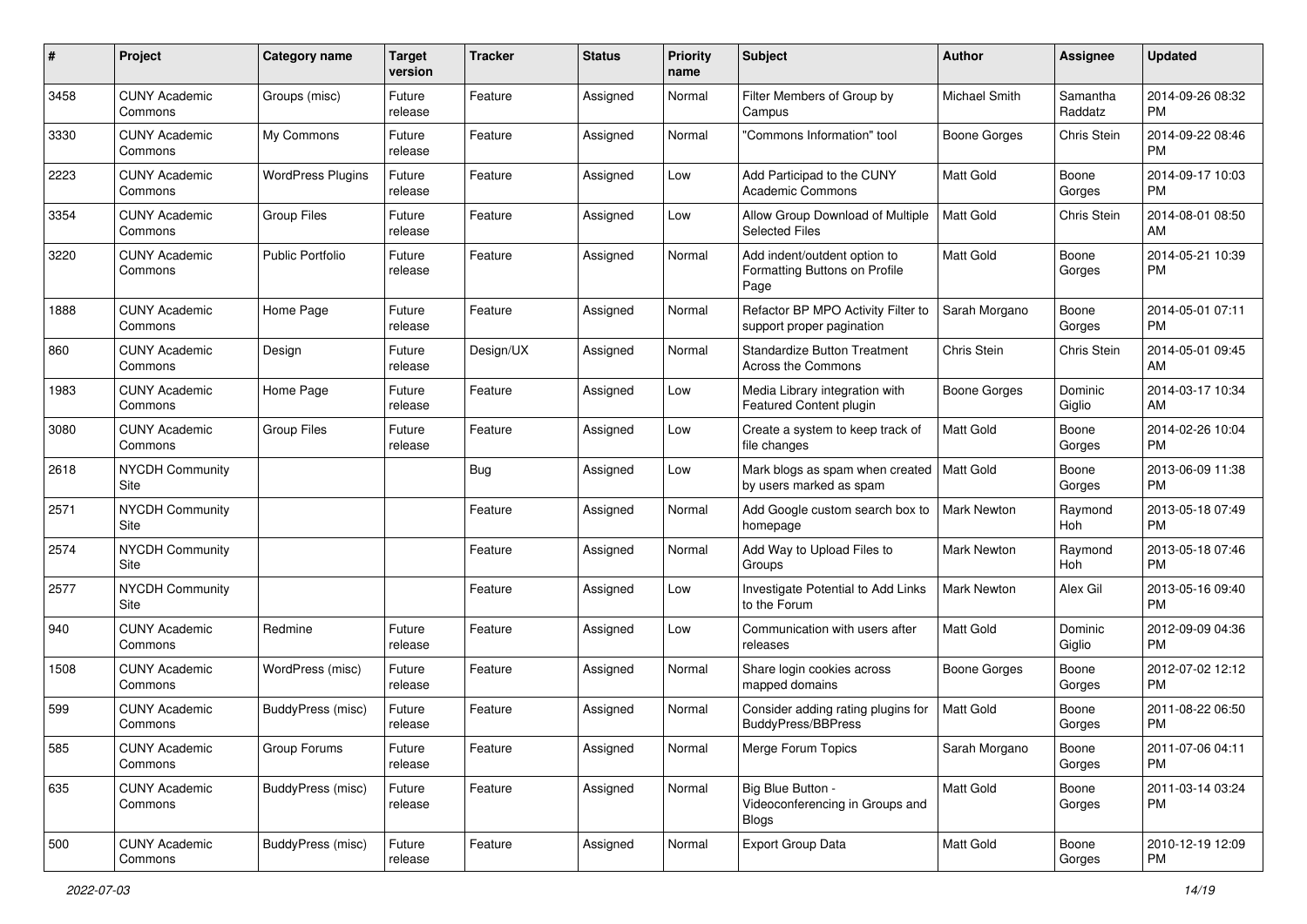| # | Project | Category name | Target version | Tracker | Status | Priority name | Subject | Author | Assignee | Updated |
|---|---|---|---|---|---|---|---|---|---|---|
| 3458 | CUNY Academic Commons | Groups (misc) | Future release | Feature | Assigned | Normal | Filter Members of Group by Campus | Michael Smith | Samantha Raddatz | 2014-09-26 08:32 PM |
| 3330 | CUNY Academic Commons | My Commons | Future release | Feature | Assigned | Normal | "Commons Information" tool | Boone Gorges | Chris Stein | 2014-09-22 08:46 PM |
| 2223 | CUNY Academic Commons | WordPress Plugins | Future release | Feature | Assigned | Low | Add Participad to the CUNY Academic Commons | Matt Gold | Boone Gorges | 2014-09-17 10:03 PM |
| 3354 | CUNY Academic Commons | Group Files | Future release | Feature | Assigned | Low | Allow Group Download of Multiple Selected Files | Matt Gold | Chris Stein | 2014-08-01 08:50 AM |
| 3220 | CUNY Academic Commons | Public Portfolio | Future release | Feature | Assigned | Normal | Add indent/outdent option to Formatting Buttons on Profile Page | Matt Gold | Boone Gorges | 2014-05-21 10:39 PM |
| 1888 | CUNY Academic Commons | Home Page | Future release | Feature | Assigned | Normal | Refactor BP MPO Activity Filter to support proper pagination | Sarah Morgano | Boone Gorges | 2014-05-01 07:11 PM |
| 860 | CUNY Academic Commons | Design | Future release | Design/UX | Assigned | Normal | Standardize Button Treatment Across the Commons | Chris Stein | Chris Stein | 2014-05-01 09:45 AM |
| 1983 | CUNY Academic Commons | Home Page | Future release | Feature | Assigned | Low | Media Library integration with Featured Content plugin | Boone Gorges | Dominic Giglio | 2014-03-17 10:34 AM |
| 3080 | CUNY Academic Commons | Group Files | Future release | Feature | Assigned | Low | Create a system to keep track of file changes | Matt Gold | Boone Gorges | 2014-02-26 10:04 PM |
| 2618 | NYCDH Community Site | | | Bug | Assigned | Low | Mark blogs as spam when created by users marked as spam | Matt Gold | Boone Gorges | 2013-06-09 11:38 PM |
| 2571 | NYCDH Community Site | | | Feature | Assigned | Normal | Add Google custom search box to homepage | Mark Newton | Raymond Hoh | 2013-05-18 07:49 PM |
| 2574 | NYCDH Community Site | | | Feature | Assigned | Normal | Add Way to Upload Files to Groups | Mark Newton | Raymond Hoh | 2013-05-18 07:46 PM |
| 2577 | NYCDH Community Site | | | Feature | Assigned | Low | Investigate Potential to Add Links to the Forum | Mark Newton | Alex Gil | 2013-05-16 09:40 PM |
| 940 | CUNY Academic Commons | Redmine | Future release | Feature | Assigned | Low | Communication with users after releases | Matt Gold | Dominic Giglio | 2012-09-09 04:36 PM |
| 1508 | CUNY Academic Commons | WordPress (misc) | Future release | Feature | Assigned | Normal | Share login cookies across mapped domains | Boone Gorges | Boone Gorges | 2012-07-02 12:12 PM |
| 599 | CUNY Academic Commons | BuddyPress (misc) | Future release | Feature | Assigned | Normal | Consider adding rating plugins for BuddyPress/BBPress | Matt Gold | Boone Gorges | 2011-08-22 06:50 PM |
| 585 | CUNY Academic Commons | Group Forums | Future release | Feature | Assigned | Normal | Merge Forum Topics | Sarah Morgano | Boone Gorges | 2011-07-06 04:11 PM |
| 635 | CUNY Academic Commons | BuddyPress (misc) | Future release | Feature | Assigned | Normal | Big Blue Button - Videoconferencing in Groups and Blogs | Matt Gold | Boone Gorges | 2011-03-14 03:24 PM |
| 500 | CUNY Academic Commons | BuddyPress (misc) | Future release | Feature | Assigned | Normal | Export Group Data | Matt Gold | Boone Gorges | 2010-12-19 12:09 PM |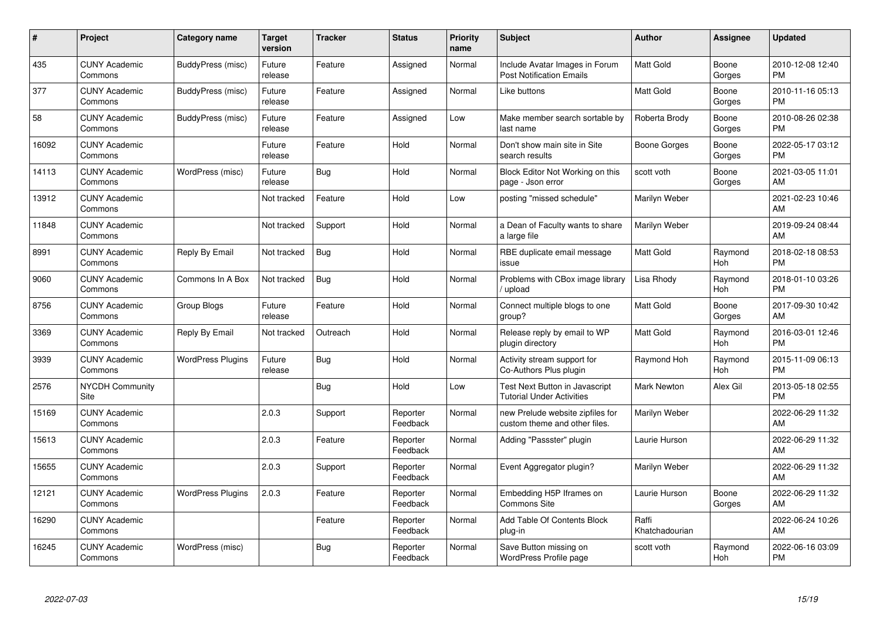| # | Project | Category name | Target version | Tracker | Status | Priority name | Subject | Author | Assignee | Updated |
|---|---|---|---|---|---|---|---|---|---|---|
| 435 | CUNY Academic Commons | BuddyPress (misc) | Future release | Feature | Assigned | Normal | Include Avatar Images in Forum Post Notification Emails | Matt Gold | Boone Gorges | 2010-12-08 12:40 PM |
| 377 | CUNY Academic Commons | BuddyPress (misc) | Future release | Feature | Assigned | Normal | Like buttons | Matt Gold | Boone Gorges | 2010-11-16 05:13 PM |
| 58 | CUNY Academic Commons | BuddyPress (misc) | Future release | Feature | Assigned | Low | Make member search sortable by last name | Roberta Brody | Boone Gorges | 2010-08-26 02:38 PM |
| 16092 | CUNY Academic Commons | | Future release | Feature | Hold | Normal | Don't show main site in Site search results | Boone Gorges | Boone Gorges | 2022-05-17 03:12 PM |
| 14113 | CUNY Academic Commons | WordPress (misc) | Future release | Bug | Hold | Normal | Block Editor Not Working on this page - Json error | scott voth | Boone Gorges | 2021-03-05 11:01 AM |
| 13912 | CUNY Academic Commons | | Not tracked | Feature | Hold | Low | posting "missed schedule" | Marilyn Weber | | 2021-02-23 10:46 AM |
| 11848 | CUNY Academic Commons | | Not tracked | Support | Hold | Normal | a Dean of Faculty wants to share a large file | Marilyn Weber | | 2019-09-24 08:44 AM |
| 8991 | CUNY Academic Commons | Reply By Email | Not tracked | Bug | Hold | Normal | RBE duplicate email message issue | Matt Gold | Raymond Hoh | 2018-02-18 08:53 PM |
| 9060 | CUNY Academic Commons | Commons In A Box | Not tracked | Bug | Hold | Normal | Problems with CBox image library / upload | Lisa Rhody | Raymond Hoh | 2018-01-10 03:26 PM |
| 8756 | CUNY Academic Commons | Group Blogs | Future release | Feature | Hold | Normal | Connect multiple blogs to one group? | Matt Gold | Boone Gorges | 2017-09-30 10:42 AM |
| 3369 | CUNY Academic Commons | Reply By Email | Not tracked | Outreach | Hold | Normal | Release reply by email to WP plugin directory | Matt Gold | Raymond Hoh | 2016-03-01 12:46 PM |
| 3939 | CUNY Academic Commons | WordPress Plugins | Future release | Bug | Hold | Normal | Activity stream support for Co-Authors Plus plugin | Raymond Hoh | Raymond Hoh | 2015-11-09 06:13 PM |
| 2576 | NYCDH Community Site | | | Bug | Hold | Low | Test Next Button in Javascript Tutorial Under Activities | Mark Newton | Alex Gil | 2013-05-18 02:55 PM |
| 15169 | CUNY Academic Commons | | 2.0.3 | Support | Reporter Feedback | Normal | new Prelude website zipfiles for custom theme and other files. | Marilyn Weber | | 2022-06-29 11:32 AM |
| 15613 | CUNY Academic Commons | | 2.0.3 | Feature | Reporter Feedback | Normal | Adding "Passster" plugin | Laurie Hurson | | 2022-06-29 11:32 AM |
| 15655 | CUNY Academic Commons | | 2.0.3 | Support | Reporter Feedback | Normal | Event Aggregator plugin? | Marilyn Weber | | 2022-06-29 11:32 AM |
| 12121 | CUNY Academic Commons | WordPress Plugins | 2.0.3 | Feature | Reporter Feedback | Normal | Embedding H5P Iframes on Commons Site | Laurie Hurson | Boone Gorges | 2022-06-29 11:32 AM |
| 16290 | CUNY Academic Commons | | | Feature | Reporter Feedback | Normal | Add Table Of Contents Block plug-in | Raffi Khatchadourian | | 2022-06-24 10:26 AM |
| 16245 | CUNY Academic Commons | WordPress (misc) | | Bug | Reporter Feedback | Normal | Save Button missing on WordPress Profile page | scott voth | Raymond Hoh | 2022-06-16 03:09 PM |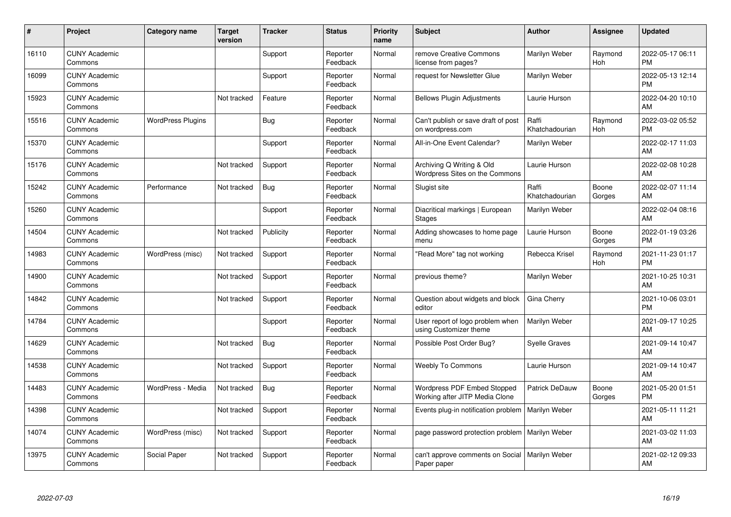| # | Project | Category name | Target version | Tracker | Status | Priority name | Subject | Author | Assignee | Updated |
|---|---|---|---|---|---|---|---|---|---|---|
| 16110 | CUNY Academic Commons | | | Support | Reporter Feedback | Normal | remove Creative Commons license from pages? | Marilyn Weber | Raymond Hoh | 2022-05-17 06:11 PM |
| 16099 | CUNY Academic Commons | | | Support | Reporter Feedback | Normal | request for Newsletter Glue | Marilyn Weber | | 2022-05-13 12:14 PM |
| 15923 | CUNY Academic Commons | | Not tracked | Feature | Reporter Feedback | Normal | Bellows Plugin Adjustments | Laurie Hurson | | 2022-04-20 10:10 AM |
| 15516 | CUNY Academic Commons | WordPress Plugins | | Bug | Reporter Feedback | Normal | Can't publish or save draft of post on wordpress.com | Raffi Khatchadourian | Raymond Hoh | 2022-03-02 05:52 PM |
| 15370 | CUNY Academic Commons | | | Support | Reporter Feedback | Normal | All-in-One Event Calendar? | Marilyn Weber | | 2022-02-17 11:03 AM |
| 15176 | CUNY Academic Commons | | Not tracked | Support | Reporter Feedback | Normal | Archiving Q Writing & Old Wordpress Sites on the Commons | Laurie Hurson | | 2022-02-08 10:28 AM |
| 15242 | CUNY Academic Commons | Performance | Not tracked | Bug | Reporter Feedback | Normal | Slugist site | Raffi Khatchadourian | Boone Gorges | 2022-02-07 11:14 AM |
| 15260 | CUNY Academic Commons | | | Support | Reporter Feedback | Normal | Diacritical markings \| European Stages | Marilyn Weber | | 2022-02-04 08:16 AM |
| 14504 | CUNY Academic Commons | | Not tracked | Publicity | Reporter Feedback | Normal | Adding showcases to home page menu | Laurie Hurson | Boone Gorges | 2022-01-19 03:26 PM |
| 14983 | CUNY Academic Commons | WordPress (misc) | Not tracked | Support | Reporter Feedback | Normal | "Read More" tag not working | Rebecca Krisel | Raymond Hoh | 2021-11-23 01:17 PM |
| 14900 | CUNY Academic Commons | | Not tracked | Support | Reporter Feedback | Normal | previous theme? | Marilyn Weber | | 2021-10-25 10:31 AM |
| 14842 | CUNY Academic Commons | | Not tracked | Support | Reporter Feedback | Normal | Question about widgets and block editor | Gina Cherry | | 2021-10-06 03:01 PM |
| 14784 | CUNY Academic Commons | | | Support | Reporter Feedback | Normal | User report of logo problem when using Customizer theme | Marilyn Weber | | 2021-09-17 10:25 AM |
| 14629 | CUNY Academic Commons | | Not tracked | Bug | Reporter Feedback | Normal | Possible Post Order Bug? | Syelle Graves | | 2021-09-14 10:47 AM |
| 14538 | CUNY Academic Commons | | Not tracked | Support | Reporter Feedback | Normal | Weebly To Commons | Laurie Hurson | | 2021-09-14 10:47 AM |
| 14483 | CUNY Academic Commons | WordPress - Media | Not tracked | Bug | Reporter Feedback | Normal | Wordpress PDF Embed Stopped Working after JITP Media Clone | Patrick DeDauw | Boone Gorges | 2021-05-20 01:51 PM |
| 14398 | CUNY Academic Commons | | Not tracked | Support | Reporter Feedback | Normal | Events plug-in notification problem | Marilyn Weber | | 2021-05-11 11:21 AM |
| 14074 | CUNY Academic Commons | WordPress (misc) | Not tracked | Support | Reporter Feedback | Normal | page password protection problem | Marilyn Weber | | 2021-03-02 11:03 AM |
| 13975 | CUNY Academic Commons | Social Paper | Not tracked | Support | Reporter Feedback | Normal | can't approve comments on Social Paper paper | Marilyn Weber | | 2021-02-12 09:33 AM |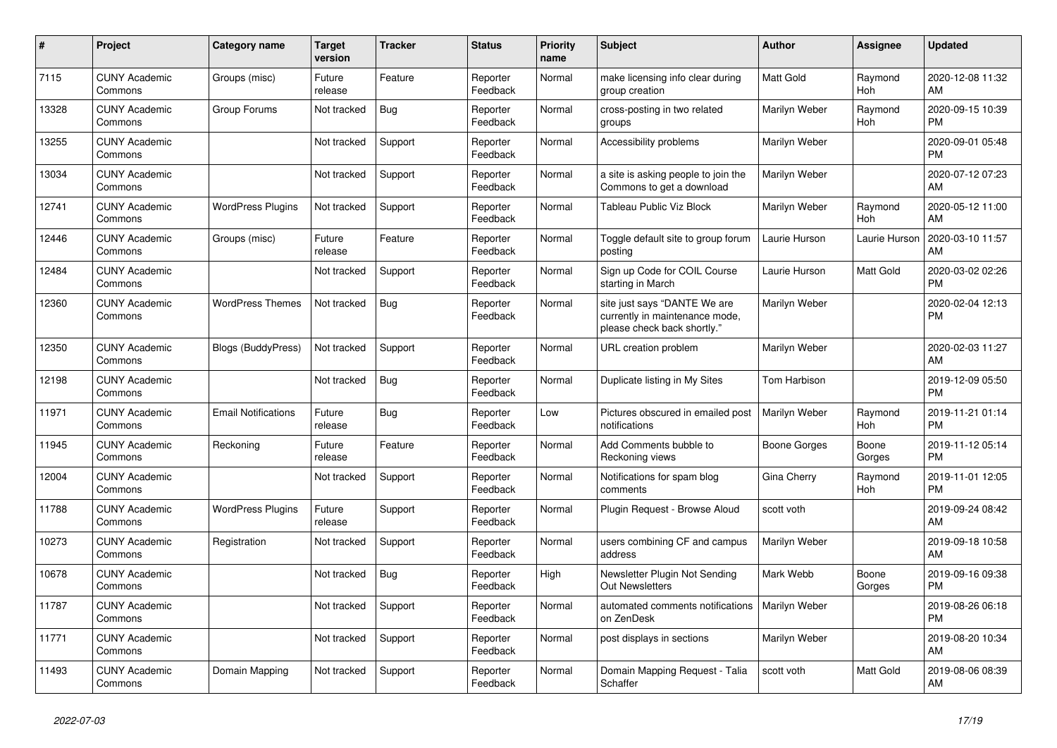| # | Project | Category name | Target version | Tracker | Status | Priority name | Subject | Author | Assignee | Updated |
|---|---|---|---|---|---|---|---|---|---|---|
| 7115 | CUNY Academic Commons | Groups (misc) | Future release | Feature | Reporter Feedback | Normal | make licensing info clear during group creation | Matt Gold | Raymond Hoh | 2020-12-08 11:32 AM |
| 13328 | CUNY Academic Commons | Group Forums | Not tracked | Bug | Reporter Feedback | Normal | cross-posting in two related groups | Marilyn Weber | Raymond Hoh | 2020-09-15 10:39 PM |
| 13255 | CUNY Academic Commons | | Not tracked | Support | Reporter Feedback | Normal | Accessibility problems | Marilyn Weber | | 2020-09-01 05:48 PM |
| 13034 | CUNY Academic Commons | | Not tracked | Support | Reporter Feedback | Normal | a site is asking people to join the Commons to get a download | Marilyn Weber | | 2020-07-12 07:23 AM |
| 12741 | CUNY Academic Commons | WordPress Plugins | Not tracked | Support | Reporter Feedback | Normal | Tableau Public Viz Block | Marilyn Weber | Raymond Hoh | 2020-05-12 11:00 AM |
| 12446 | CUNY Academic Commons | Groups (misc) | Future release | Feature | Reporter Feedback | Normal | Toggle default site to group forum posting | Laurie Hurson | Laurie Hurson | 2020-03-10 11:57 AM |
| 12484 | CUNY Academic Commons | | Not tracked | Support | Reporter Feedback | Normal | Sign up Code for COIL Course starting in March | Laurie Hurson | Matt Gold | 2020-03-02 02:26 PM |
| 12360 | CUNY Academic Commons | WordPress Themes | Not tracked | Bug | Reporter Feedback | Normal | site just says “DANTE We are currently in maintenance mode, please check back shortly.” | Marilyn Weber | | 2020-02-04 12:13 PM |
| 12350 | CUNY Academic Commons | Blogs (BuddyPress) | Not tracked | Support | Reporter Feedback | Normal | URL creation problem | Marilyn Weber | | 2020-02-03 11:27 AM |
| 12198 | CUNY Academic Commons | | Not tracked | Bug | Reporter Feedback | Normal | Duplicate listing in My Sites | Tom Harbison | | 2019-12-09 05:50 PM |
| 11971 | CUNY Academic Commons | Email Notifications | Future release | Bug | Reporter Feedback | Low | Pictures obscured in emailed post notifications | Marilyn Weber | Raymond Hoh | 2019-11-21 01:14 PM |
| 11945 | CUNY Academic Commons | Reckoning | Future release | Feature | Reporter Feedback | Normal | Add Comments bubble to Reckoning views | Boone Gorges | Boone Gorges | 2019-11-12 05:14 PM |
| 12004 | CUNY Academic Commons | | Not tracked | Support | Reporter Feedback | Normal | Notifications for spam blog comments | Gina Cherry | Raymond Hoh | 2019-11-01 12:05 PM |
| 11788 | CUNY Academic Commons | WordPress Plugins | Future release | Support | Reporter Feedback | Normal | Plugin Request - Browse Aloud | scott voth | | 2019-09-24 08:42 AM |
| 10273 | CUNY Academic Commons | Registration | Not tracked | Support | Reporter Feedback | Normal | users combining CF and campus address | Marilyn Weber | | 2019-09-18 10:58 AM |
| 10678 | CUNY Academic Commons | | Not tracked | Bug | Reporter Feedback | High | Newsletter Plugin Not Sending Out Newsletters | Mark Webb | Boone Gorges | 2019-09-16 09:38 PM |
| 11787 | CUNY Academic Commons | | Not tracked | Support | Reporter Feedback | Normal | automated comments notifications on ZenDesk | Marilyn Weber | | 2019-08-26 06:18 PM |
| 11771 | CUNY Academic Commons | | Not tracked | Support | Reporter Feedback | Normal | post displays in sections | Marilyn Weber | | 2019-08-20 10:34 AM |
| 11493 | CUNY Academic Commons | Domain Mapping | Not tracked | Support | Reporter Feedback | Normal | Domain Mapping Request - Talia Schaffer | scott voth | Matt Gold | 2019-08-06 08:39 AM |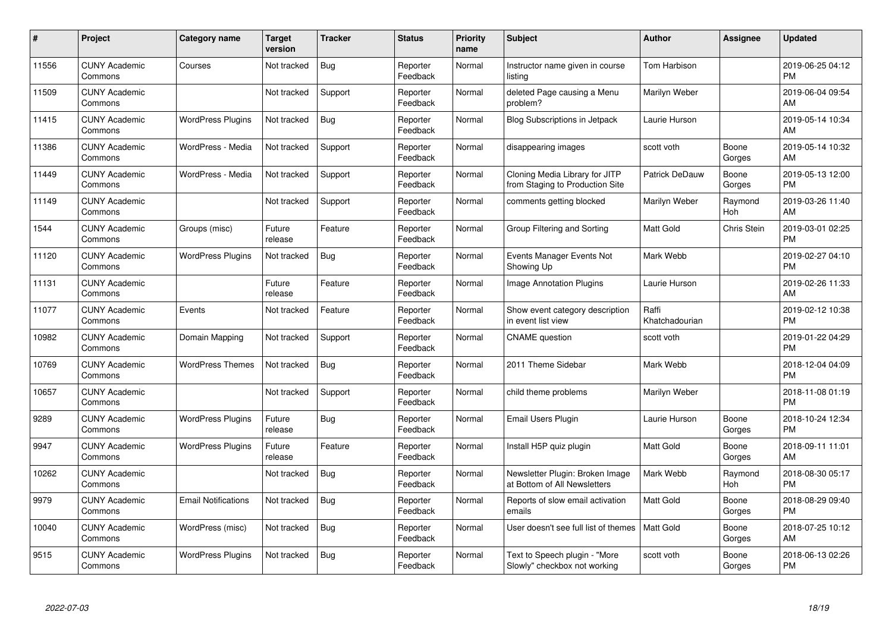| # | Project | Category name | Target version | Tracker | Status | Priority name | Subject | Author | Assignee | Updated |
|---|---|---|---|---|---|---|---|---|---|---|
| 11556 | CUNY Academic Commons | Courses | Not tracked | Bug | Reporter Feedback | Normal | Instructor name given in course listing | Tom Harbison | | 2019-06-25 04:12 PM |
| 11509 | CUNY Academic Commons | | Not tracked | Support | Reporter Feedback | Normal | deleted Page causing a Menu problem? | Marilyn Weber | | 2019-06-04 09:54 AM |
| 11415 | CUNY Academic Commons | WordPress Plugins | Not tracked | Bug | Reporter Feedback | Normal | Blog Subscriptions in Jetpack | Laurie Hurson | | 2019-05-14 10:34 AM |
| 11386 | CUNY Academic Commons | WordPress - Media | Not tracked | Support | Reporter Feedback | Normal | disappearing images | scott voth | Boone Gorges | 2019-05-14 10:32 AM |
| 11449 | CUNY Academic Commons | WordPress - Media | Not tracked | Support | Reporter Feedback | Normal | Cloning Media Library for JITP from Staging to Production Site | Patrick DeDauw | Boone Gorges | 2019-05-13 12:00 PM |
| 11149 | CUNY Academic Commons | | Not tracked | Support | Reporter Feedback | Normal | comments getting blocked | Marilyn Weber | Raymond Hoh | 2019-03-26 11:40 AM |
| 1544 | CUNY Academic Commons | Groups (misc) | Future release | Feature | Reporter Feedback | Normal | Group Filtering and Sorting | Matt Gold | Chris Stein | 2019-03-01 02:25 PM |
| 11120 | CUNY Academic Commons | WordPress Plugins | Not tracked | Bug | Reporter Feedback | Normal | Events Manager Events Not Showing Up | Mark Webb | | 2019-02-27 04:10 PM |
| 11131 | CUNY Academic Commons | | Future release | Feature | Reporter Feedback | Normal | Image Annotation Plugins | Laurie Hurson | | 2019-02-26 11:33 AM |
| 11077 | CUNY Academic Commons | Events | Not tracked | Feature | Reporter Feedback | Normal | Show event category description in event list view | Raffi Khatchadourian | | 2019-02-12 10:38 PM |
| 10982 | CUNY Academic Commons | Domain Mapping | Not tracked | Support | Reporter Feedback | Normal | CNAME question | scott voth | | 2019-01-22 04:29 PM |
| 10769 | CUNY Academic Commons | WordPress Themes | Not tracked | Bug | Reporter Feedback | Normal | 2011 Theme Sidebar | Mark Webb | | 2018-12-04 04:09 PM |
| 10657 | CUNY Academic Commons | | Not tracked | Support | Reporter Feedback | Normal | child theme problems | Marilyn Weber | | 2018-11-08 01:19 PM |
| 9289 | CUNY Academic Commons | WordPress Plugins | Future release | Bug | Reporter Feedback | Normal | Email Users Plugin | Laurie Hurson | Boone Gorges | 2018-10-24 12:34 PM |
| 9947 | CUNY Academic Commons | WordPress Plugins | Future release | Feature | Reporter Feedback | Normal | Install H5P quiz plugin | Matt Gold | Boone Gorges | 2018-09-11 11:01 AM |
| 10262 | CUNY Academic Commons | | Not tracked | Bug | Reporter Feedback | Normal | Newsletter Plugin: Broken Image at Bottom of All Newsletters | Mark Webb | Raymond Hoh | 2018-08-30 05:17 PM |
| 9979 | CUNY Academic Commons | Email Notifications | Not tracked | Bug | Reporter Feedback | Normal | Reports of slow email activation emails | Matt Gold | Boone Gorges | 2018-08-29 09:40 PM |
| 10040 | CUNY Academic Commons | WordPress (misc) | Not tracked | Bug | Reporter Feedback | Normal | User doesn't see full list of themes | Matt Gold | Boone Gorges | 2018-07-25 10:12 AM |
| 9515 | CUNY Academic Commons | WordPress Plugins | Not tracked | Bug | Reporter Feedback | Normal | Text to Speech plugin - "More Slowly" checkbox not working | scott voth | Boone Gorges | 2018-06-13 02:26 PM |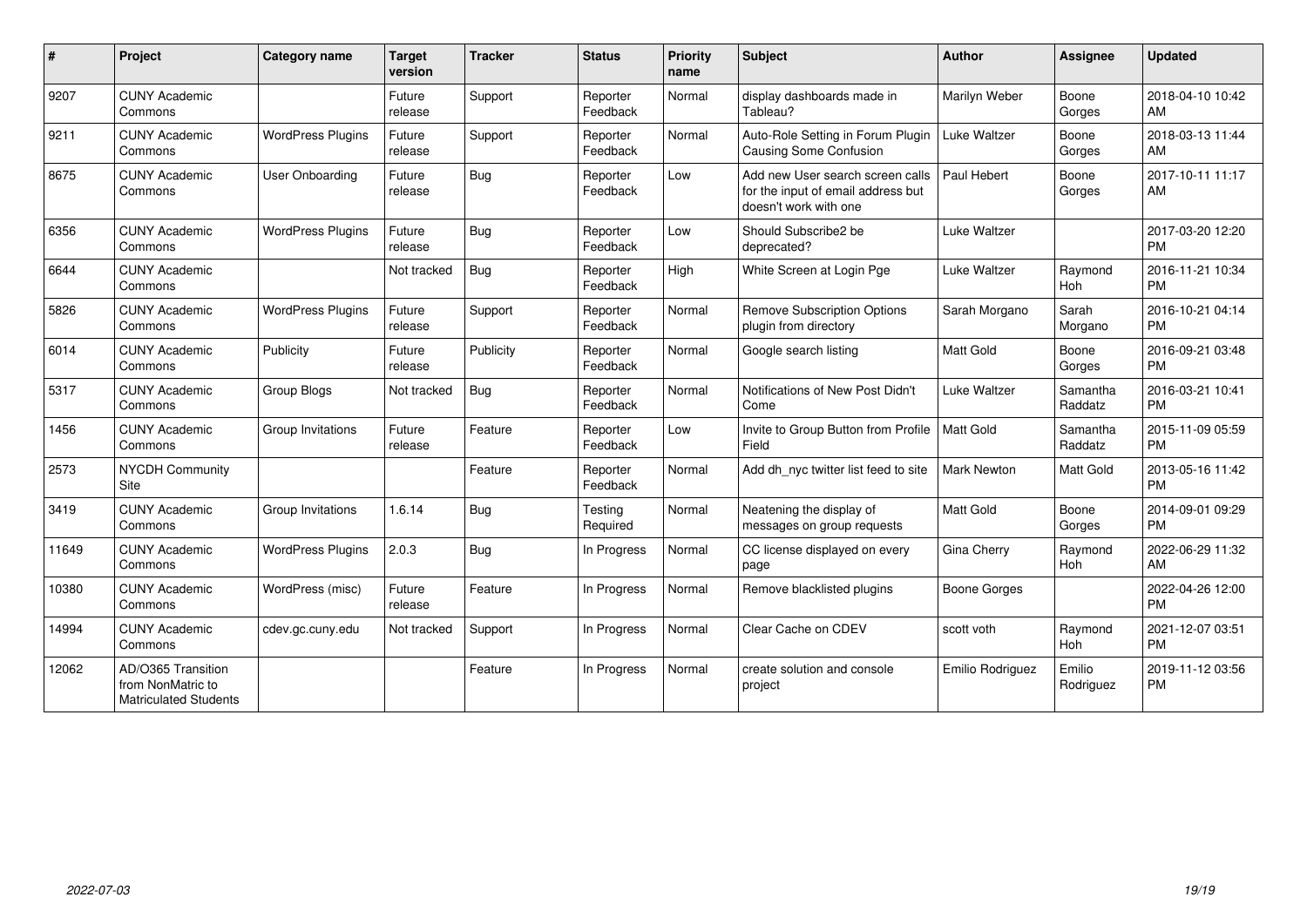| # | Project | Category name | Target version | Tracker | Status | Priority name | Subject | Author | Assignee | Updated |
|---|---|---|---|---|---|---|---|---|---|---|
| 9207 | CUNY Academic Commons | | Future release | Support | Reporter Feedback | Normal | display dashboards made in Tableau? | Marilyn Weber | Boone Gorges | 2018-04-10 10:42 AM |
| 9211 | CUNY Academic Commons | WordPress Plugins | Future release | Support | Reporter Feedback | Normal | Auto-Role Setting in Forum Plugin Causing Some Confusion | Luke Waltzer | Boone Gorges | 2018-03-13 11:44 AM |
| 8675 | CUNY Academic Commons | User Onboarding | Future release | Bug | Reporter Feedback | Low | Add new User search screen calls for the input of email address but doesn't work with one | Paul Hebert | Boone Gorges | 2017-10-11 11:17 AM |
| 6356 | CUNY Academic Commons | WordPress Plugins | Future release | Bug | Reporter Feedback | Low | Should Subscribe2 be deprecated? | Luke Waltzer | | 2017-03-20 12:20 PM |
| 6644 | CUNY Academic Commons | | Not tracked | Bug | Reporter Feedback | High | White Screen at Login Pge | Luke Waltzer | Raymond Hoh | 2016-11-21 10:34 PM |
| 5826 | CUNY Academic Commons | WordPress Plugins | Future release | Support | Reporter Feedback | Normal | Remove Subscription Options plugin from directory | Sarah Morgano | Sarah Morgano | 2016-10-21 04:14 PM |
| 6014 | CUNY Academic Commons | Publicity | Future release | Publicity | Reporter Feedback | Normal | Google search listing | Matt Gold | Boone Gorges | 2016-09-21 03:48 PM |
| 5317 | CUNY Academic Commons | Group Blogs | Not tracked | Bug | Reporter Feedback | Normal | Notifications of New Post Didn't Come | Luke Waltzer | Samantha Raddatz | 2016-03-21 10:41 PM |
| 1456 | CUNY Academic Commons | Group Invitations | Future release | Feature | Reporter Feedback | Low | Invite to Group Button from Profile Field | Matt Gold | Samantha Raddatz | 2015-11-09 05:59 PM |
| 2573 | NYCDH Community Site | | | Feature | Reporter Feedback | Normal | Add dh_nyc twitter list feed to site | Mark Newton | Matt Gold | 2013-05-16 11:42 PM |
| 3419 | CUNY Academic Commons | Group Invitations | 1.6.14 | Bug | Testing Required | Normal | Neatening the display of messages on group requests | Matt Gold | Boone Gorges | 2014-09-01 09:29 PM |
| 11649 | CUNY Academic Commons | WordPress Plugins | 2.0.3 | Bug | In Progress | Normal | CC license displayed on every page | Gina Cherry | Raymond Hoh | 2022-06-29 11:32 AM |
| 10380 | CUNY Academic Commons | WordPress (misc) | Future release | Feature | In Progress | Normal | Remove blacklisted plugins | Boone Gorges | | 2022-04-26 12:00 PM |
| 14994 | CUNY Academic Commons | cdev.gc.cuny.edu | Not tracked | Support | In Progress | Normal | Clear Cache on CDEV | scott voth | Raymond Hoh | 2021-12-07 03:51 PM |
| 12062 | AD/O365 Transition from NonMatric to Matriculated Students | | | Feature | In Progress | Normal | create solution and console project | Emilio Rodriguez | Emilio Rodriguez | 2019-11-12 03:56 PM |